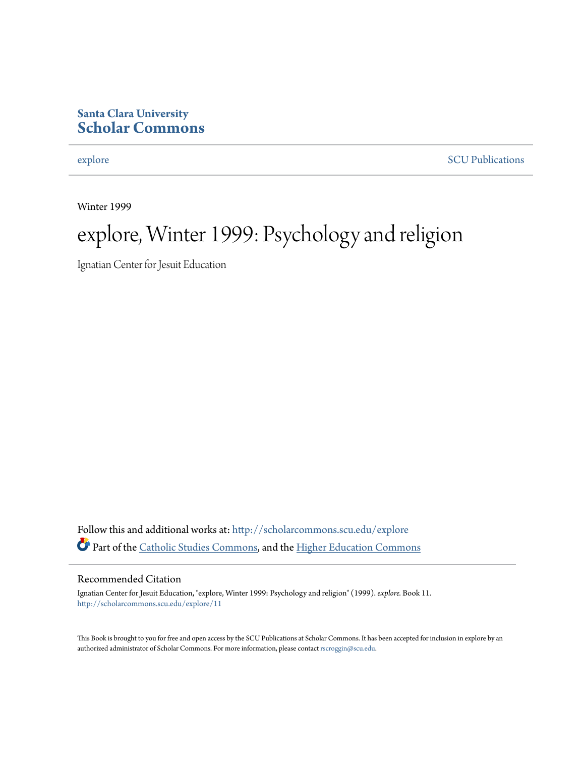**Santa Clara University**
**Scholar Commons**

explore | SCU Publications

Winter 1999

# explore, Winter 1999: Psychology and religion

Ignatian Center for Jesuit Education

Follow this and additional works at: http://scholarcommons.scu.edu/explore

Part of the Catholic Studies Commons, and the Higher Education Commons

## Recommended Citation

Ignatian Center for Jesuit Education, "explore, Winter 1999: Psychology and religion" (1999). *explore.* Book 11.
http://scholarcommons.scu.edu/explore/11

This Book is brought to you for free and open access by the SCU Publications at Scholar Commons. It has been accepted for inclusion in explore by an authorized administrator of Scholar Commons. For more information, please contact rscroggin@scu.edu.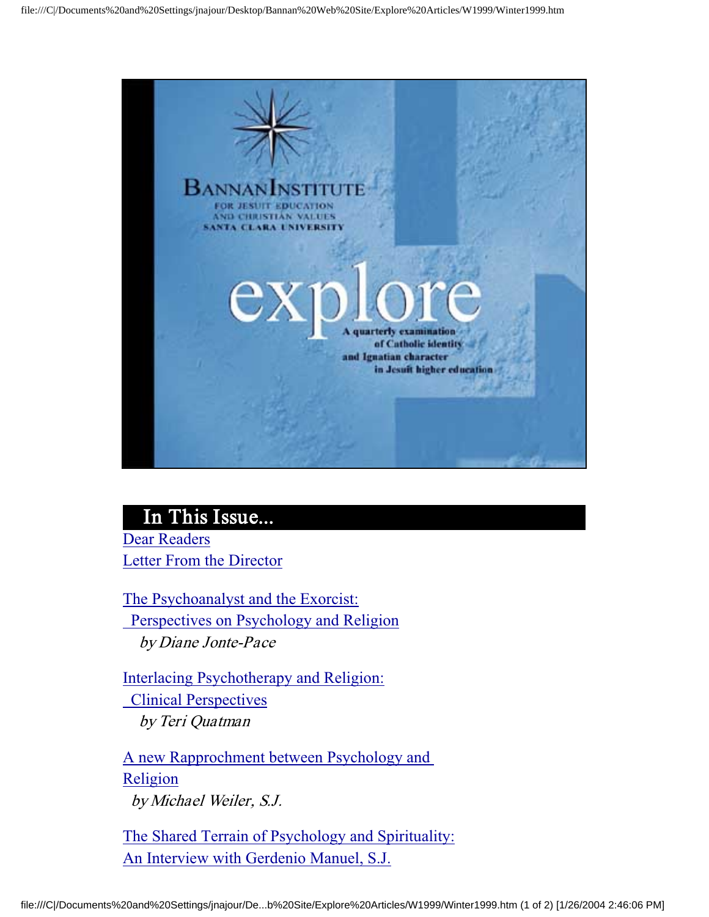BANNAN INSTITUTE

FOR JESUIT EDUCATION AND CHRISTIAN VALUES

SANTA CLARA UNIVERSITY

# explore

A quarterly examination of Catholic identity and Ignatian character in Jesuit higher education

## In This Issue...

Dear Readers

Letter From the Director

The Psychoanalyst and the Exorcist: Perspectives on Psychology and Religion
*by Diane Jonte-Pace*

Interlacing Psychotherapy and Religion: Clinical Perspectives
*by Teri Quatman*

A new Rapprochment between Psychology and Religion
*by Michael Weiler, S.J.*

The Shared Terrain of Psychology and Spirituality: An Interview with Gerdenio Manuel, S.J.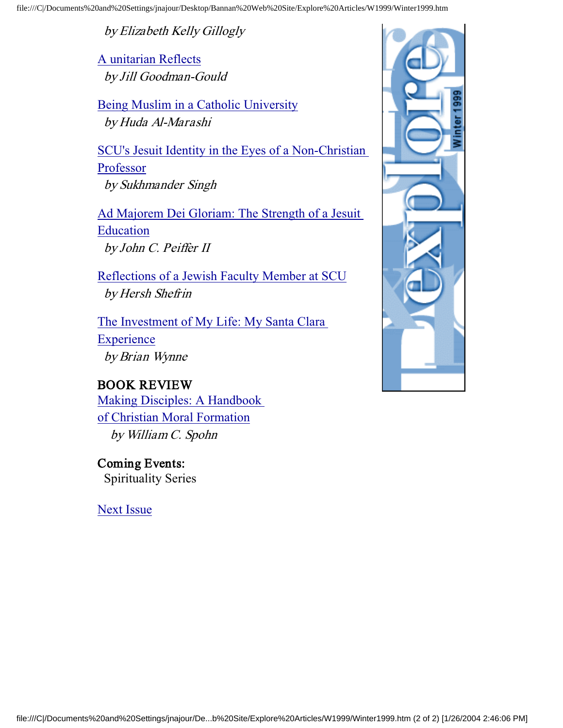*by Elizabeth Kelly Gillogly*

A unitarian Reflects
*by Jill Goodman-Gould*

Being Muslim in a Catholic University
*by Huda Al-Marashi*

SCU's Jesuit Identity in the Eyes of a Non-Christian Professor
*by Sukhmander Singh*

Ad Majorem Dei Gloriam: The Strength of a Jesuit Education
*by John C. Peiffer II*

Reflections of a Jewish Faculty Member at SCU
*by Hersh Shefrin*

The Investment of My Life: My Santa Clara Experience
*by Brian Wynne*

BOOK REVIEW
Making Disciples: A Handbook of Christian Moral Formation
*by William C. Spohn*

Coming Events:
Spirituality Series

Next Issue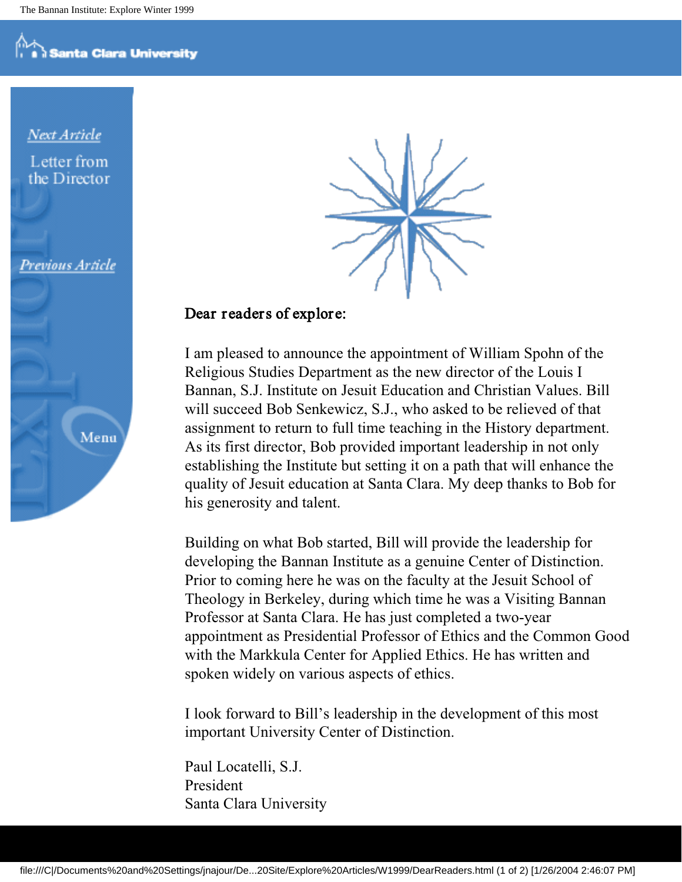**Dear readers of explore:**

I am pleased to announce the appointment of William Spohn of the Religious Studies Department as the new director of the Louis I Bannan, S.J. Institute on Jesuit Education and Christian Values. Bill will succeed Bob Senkewicz, S.J., who asked to be relieved of that assignment to return to full time teaching in the History department. As its first director, Bob provided important leadership in not only establishing the Institute but setting it on a path that will enhance the quality of Jesuit education at Santa Clara. My deep thanks to Bob for his generosity and talent.

Building on what Bob started, Bill will provide the leadership for developing the Bannan Institute as a genuine Center of Distinction. Prior to coming here he was on the faculty at the Jesuit School of Theology in Berkeley, during which time he was a Visiting Bannan Professor at Santa Clara. He has just completed a two-year appointment as Presidential Professor of Ethics and the Common Good with the Markkula Center for Applied Ethics. He has written and spoken widely on various aspects of ethics.

I look forward to Bill's leadership in the development of this most important University Center of Distinction.

Paul Locatelli, S.J.
President
Santa Clara University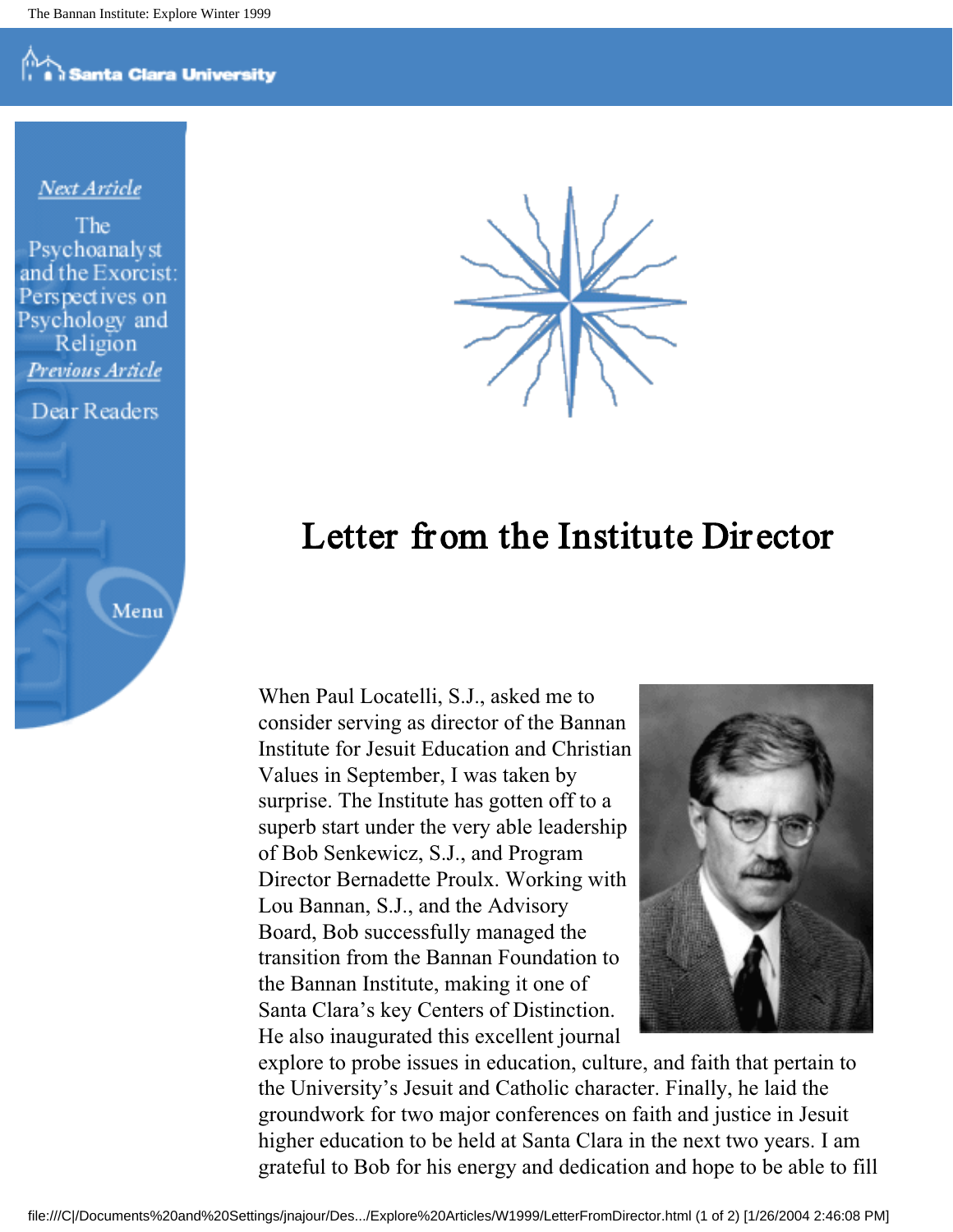# Letter from the Institute Director

When Paul Locatelli, S.J., asked me to consider serving as director of the Bannan Institute for Jesuit Education and Christian Values in September, I was taken by surprise. The Institute has gotten off to a superb start under the very able leadership of Bob Senkewicz, S.J., and Program Director Bernadette Proulx. Working with Lou Bannan, S.J., and the Advisory Board, Bob successfully managed the transition from the Bannan Foundation to the Bannan Institute, making it one of Santa Clara's key Centers of Distinction. He also inaugurated this excellent journal explore to probe issues in education, culture, and faith that pertain to the University's Jesuit and Catholic character. Finally, he laid the groundwork for two major conferences on faith and justice in Jesuit higher education to be held at Santa Clara in the next two years. I am grateful to Bob for his energy and dedication and hope to be able to fill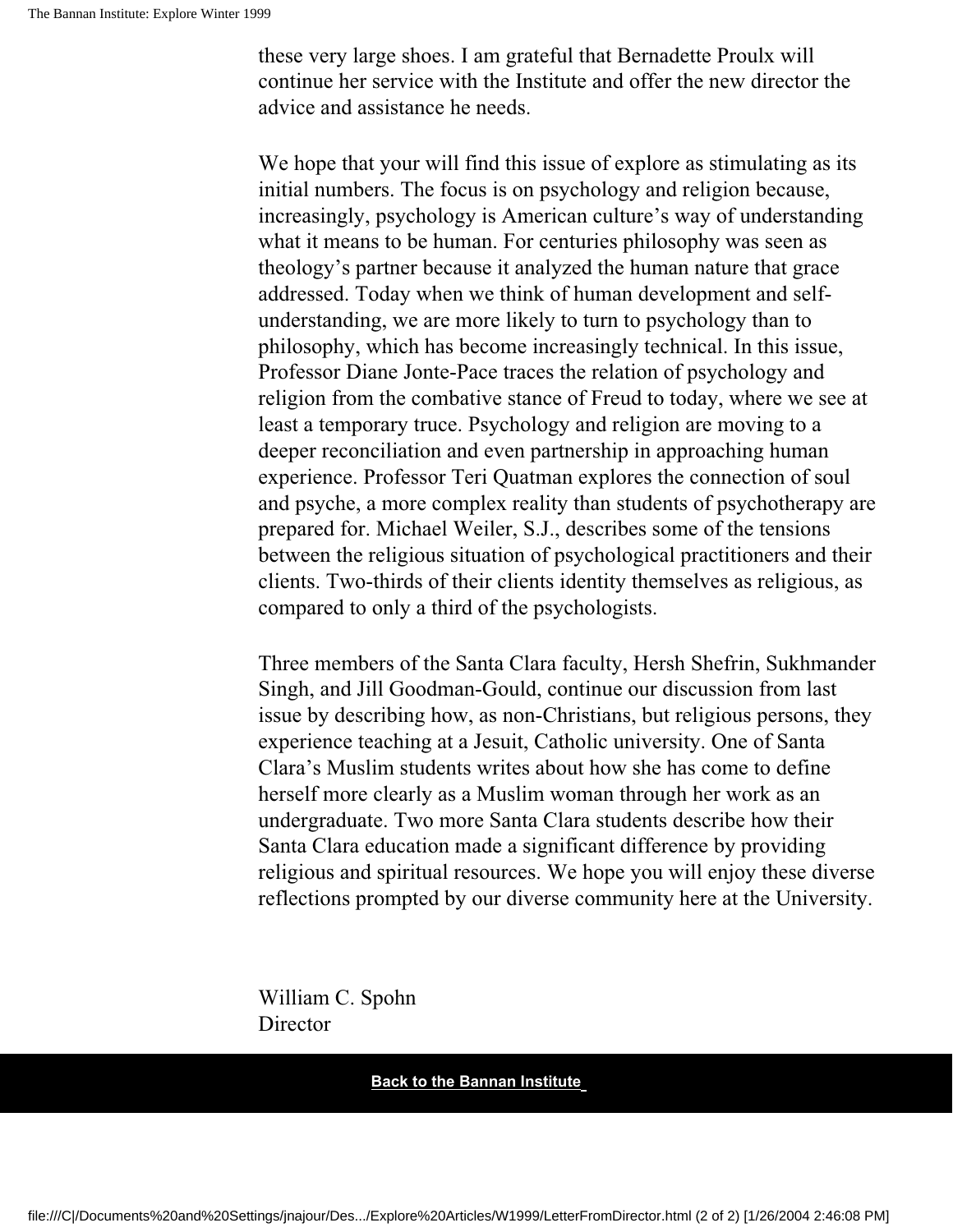these very large shoes. I am grateful that Bernadette Proulx will continue her service with the Institute and offer the new director the advice and assistance he needs.

We hope that your will find this issue of explore as stimulating as its initial numbers. The focus is on psychology and religion because, increasingly, psychology is American culture's way of understanding what it means to be human. For centuries philosophy was seen as theology's partner because it analyzed the human nature that grace addressed. Today when we think of human development and self-understanding, we are more likely to turn to psychology than to philosophy, which has become increasingly technical. In this issue, Professor Diane Jonte-Pace traces the relation of psychology and religion from the combative stance of Freud to today, where we see at least a temporary truce. Psychology and religion are moving to a deeper reconciliation and even partnership in approaching human experience. Professor Teri Quatman explores the connection of soul and psyche, a more complex reality than students of psychotherapy are prepared for. Michael Weiler, S.J., describes some of the tensions between the religious situation of psychological practitioners and their clients. Two-thirds of their clients identity themselves as religious, as compared to only a third of the psychologists.

Three members of the Santa Clara faculty, Hersh Shefrin, Sukhmander Singh, and Jill Goodman-Gould, continue our discussion from last issue by describing how, as non-Christians, but religious persons, they experience teaching at a Jesuit, Catholic university. One of Santa Clara's Muslim students writes about how she has come to define herself more clearly as a Muslim woman through her work as an undergraduate. Two more Santa Clara students describe how their Santa Clara education made a significant difference by providing religious and spiritual resources. We hope you will enjoy these diverse reflections prompted by our diverse community here at the University.

William C. Spohn
Director

**Back to the Bannan Institute**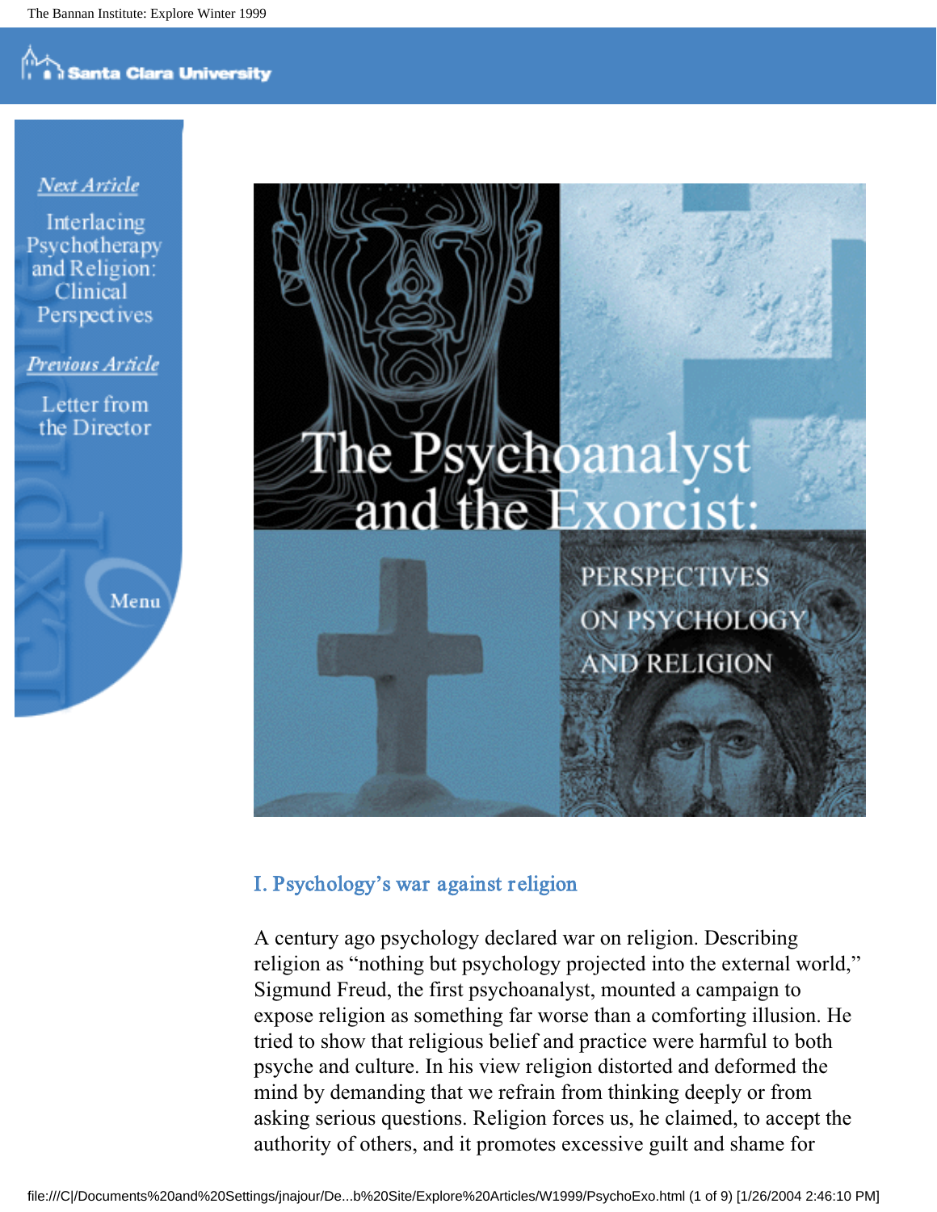# The Psychoanalyst and the Exorcist:

## PERSPECTIVES ON PSYCHOLOGY AND RELIGION

### I. Psychology's war against religion

A century ago psychology declared war on religion. Describing religion as "nothing but psychology projected into the external world," Sigmund Freud, the first psychoanalyst, mounted a campaign to expose religion as something far worse than a comforting illusion. He tried to show that religious belief and practice were harmful to both psyche and culture. In his view religion distorted and deformed the mind by demanding that we refrain from thinking deeply or from asking serious questions. Religion forces us, he claimed, to accept the authority of others, and it promotes excessive guilt and shame for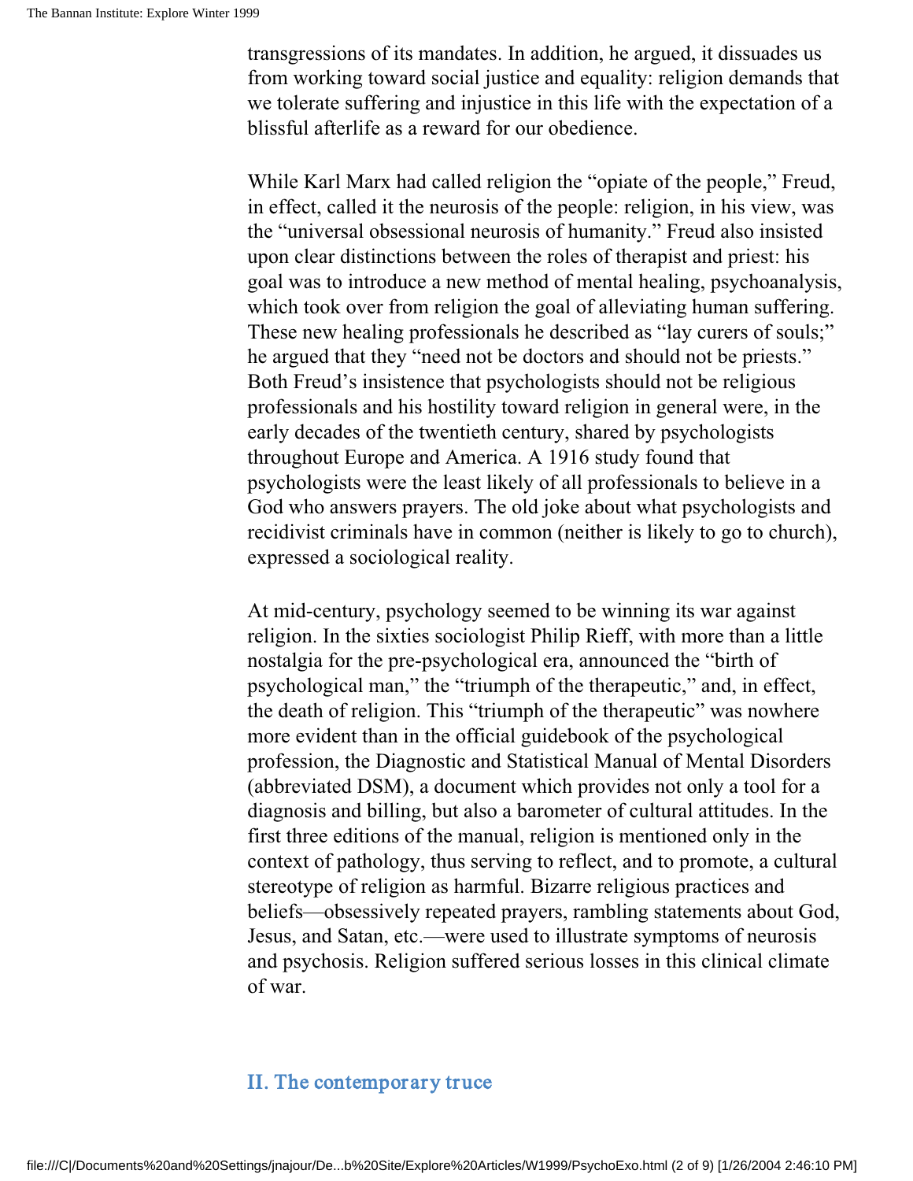transgressions of its mandates. In addition, he argued, it dissuades us from working toward social justice and equality: religion demands that we tolerate suffering and injustice in this life with the expectation of a blissful afterlife as a reward for our obedience.

While Karl Marx had called religion the "opiate of the people," Freud, in effect, called it the neurosis of the people: religion, in his view, was the "universal obsessional neurosis of humanity." Freud also insisted upon clear distinctions between the roles of therapist and priest: his goal was to introduce a new method of mental healing, psychoanalysis, which took over from religion the goal of alleviating human suffering. These new healing professionals he described as "lay curers of souls;" he argued that they "need not be doctors and should not be priests." Both Freud's insistence that psychologists should not be religious professionals and his hostility toward religion in general were, in the early decades of the twentieth century, shared by psychologists throughout Europe and America. A 1916 study found that psychologists were the least likely of all professionals to believe in a God who answers prayers. The old joke about what psychologists and recidivist criminals have in common (neither is likely to go to church), expressed a sociological reality.

At mid-century, psychology seemed to be winning its war against religion. In the sixties sociologist Philip Rieff, with more than a little nostalgia for the pre-psychological era, announced the "birth of psychological man," the "triumph of the therapeutic," and, in effect, the death of religion. This "triumph of the therapeutic" was nowhere more evident than in the official guidebook of the psychological profession, the Diagnostic and Statistical Manual of Mental Disorders (abbreviated DSM), a document which provides not only a tool for a diagnosis and billing, but also a barometer of cultural attitudes. In the first three editions of the manual, religion is mentioned only in the context of pathology, thus serving to reflect, and to promote, a cultural stereotype of religion as harmful. Bizarre religious practices and beliefs—obsessively repeated prayers, rambling statements about God, Jesus, and Satan, etc.—were used to illustrate symptoms of neurosis and psychosis. Religion suffered serious losses in this clinical climate of war.

## II. The contemporary truce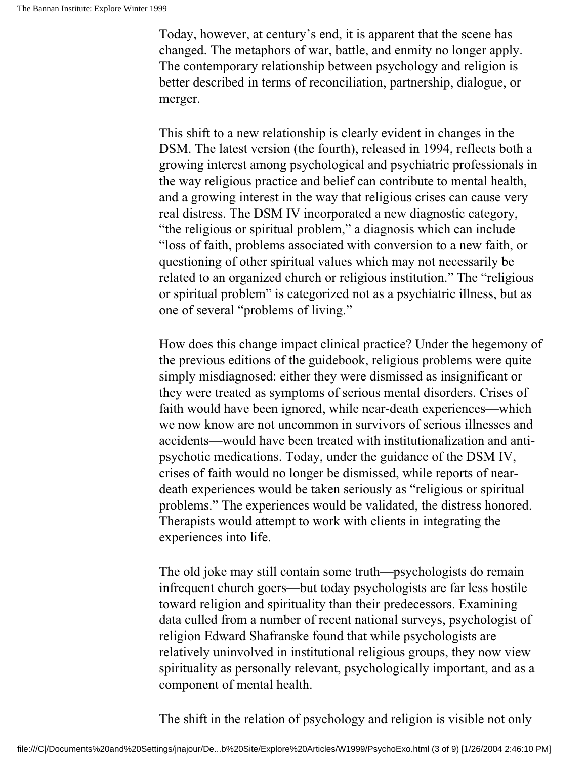Today, however, at century's end, it is apparent that the scene has changed. The metaphors of war, battle, and enmity no longer apply. The contemporary relationship between psychology and religion is better described in terms of reconciliation, partnership, dialogue, or merger.

This shift to a new relationship is clearly evident in changes in the DSM. The latest version (the fourth), released in 1994, reflects both a growing interest among psychological and psychiatric professionals in the way religious practice and belief can contribute to mental health, and a growing interest in the way that religious crises can cause very real distress. The DSM IV incorporated a new diagnostic category, "the religious or spiritual problem," a diagnosis which can include "loss of faith, problems associated with conversion to a new faith, or questioning of other spiritual values which may not necessarily be related to an organized church or religious institution." The "religious or spiritual problem" is categorized not as a psychiatric illness, but as one of several "problems of living."

How does this change impact clinical practice? Under the hegemony of the previous editions of the guidebook, religious problems were quite simply misdiagnosed: either they were dismissed as insignificant or they were treated as symptoms of serious mental disorders. Crises of faith would have been ignored, while near-death experiences—which we now know are not uncommon in survivors of serious illnesses and accidents—would have been treated with institutionalization and anti-psychotic medications. Today, under the guidance of the DSM IV, crises of faith would no longer be dismissed, while reports of near-death experiences would be taken seriously as "religious or spiritual problems." The experiences would be validated, the distress honored. Therapists would attempt to work with clients in integrating the experiences into life.

The old joke may still contain some truth—psychologists do remain infrequent church goers—but today psychologists are far less hostile toward religion and spirituality than their predecessors. Examining data culled from a number of recent national surveys, psychologist of religion Edward Shafranske found that while psychologists are relatively uninvolved in institutional religious groups, they now view spirituality as personally relevant, psychologically important, and as a component of mental health.

The shift in the relation of psychology and religion is visible not only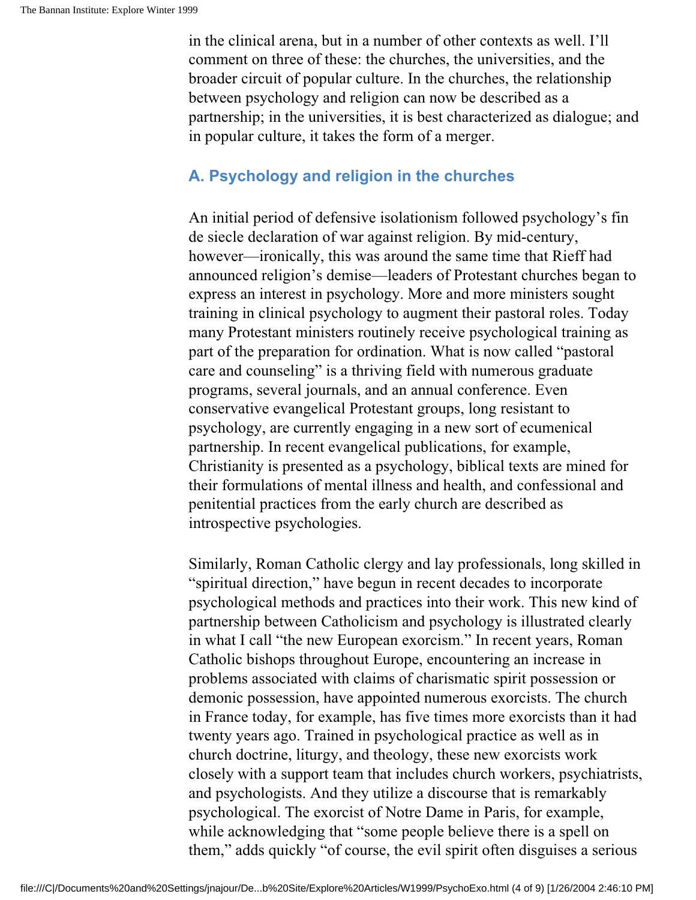in the clinical arena, but in a number of other contexts as well. I'll comment on three of these: the churches, the universities, and the broader circuit of popular culture. In the churches, the relationship between psychology and religion can now be described as a partnership; in the universities, it is best characterized as dialogue; and in popular culture, it takes the form of a merger.

### A. Psychology and religion in the churches

An initial period of defensive isolationism followed psychology's fin de siecle declaration of war against religion. By mid-century, however—ironically, this was around the same time that Rieff had announced religion's demise—leaders of Protestant churches began to express an interest in psychology. More and more ministers sought training in clinical psychology to augment their pastoral roles. Today many Protestant ministers routinely receive psychological training as part of the preparation for ordination. What is now called "pastoral care and counseling" is a thriving field with numerous graduate programs, several journals, and an annual conference. Even conservative evangelical Protestant groups, long resistant to psychology, are currently engaging in a new sort of ecumenical partnership. In recent evangelical publications, for example, Christianity is presented as a psychology, biblical texts are mined for their formulations of mental illness and health, and confessional and penitential practices from the early church are described as introspective psychologies.

Similarly, Roman Catholic clergy and lay professionals, long skilled in "spiritual direction," have begun in recent decades to incorporate psychological methods and practices into their work. This new kind of partnership between Catholicism and psychology is illustrated clearly in what I call "the new European exorcism." In recent years, Roman Catholic bishops throughout Europe, encountering an increase in problems associated with claims of charismatic spirit possession or demonic possession, have appointed numerous exorcists. The church in France today, for example, has five times more exorcists than it had twenty years ago. Trained in psychological practice as well as in church doctrine, liturgy, and theology, these new exorcists work closely with a support team that includes church workers, psychiatrists, and psychologists. And they utilize a discourse that is remarkably psychological. The exorcist of Notre Dame in Paris, for example, while acknowledging that "some people believe there is a spell on them," adds quickly "of course, the evil spirit often disguises a serious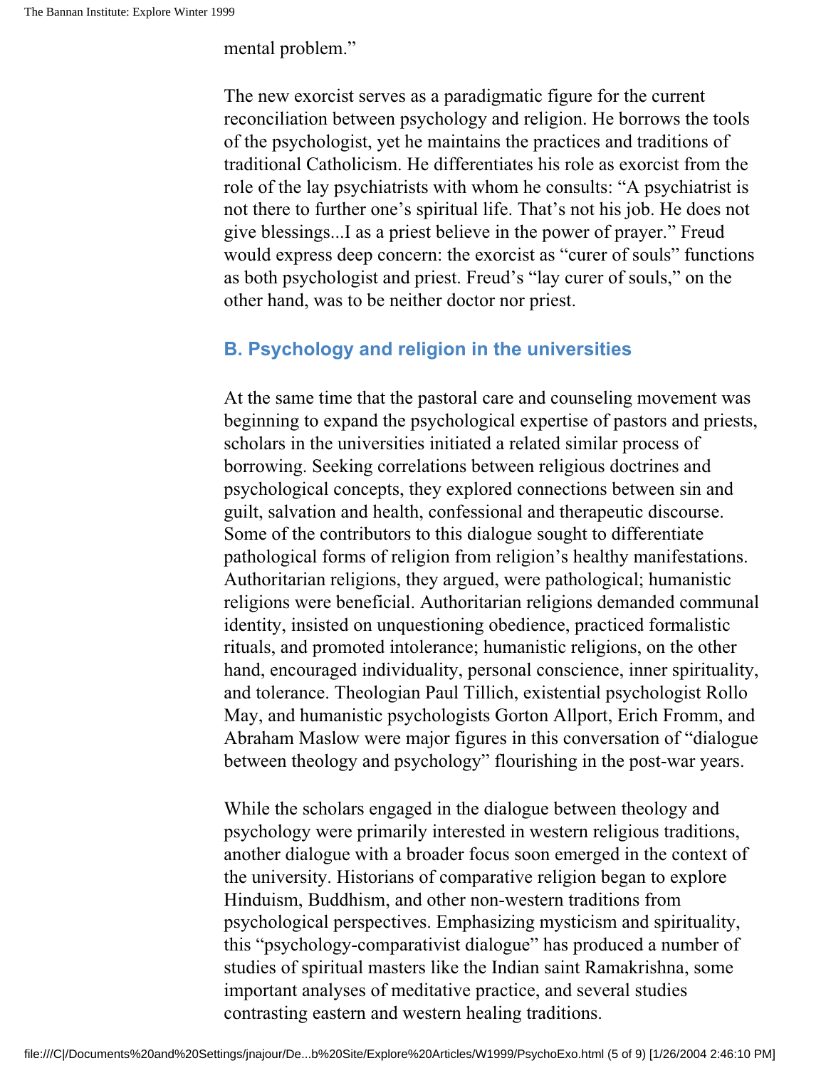mental problem."

The new exorcist serves as a paradigmatic figure for the current reconciliation between psychology and religion. He borrows the tools of the psychologist, yet he maintains the practices and traditions of traditional Catholicism. He differentiates his role as exorcist from the role of the lay psychiatrists with whom he consults: "A psychiatrist is not there to further one's spiritual life. That's not his job. He does not give blessings...I as a priest believe in the power of prayer." Freud would express deep concern: the exorcist as "curer of souls" functions as both psychologist and priest. Freud's "lay curer of souls," on the other hand, was to be neither doctor nor priest.

### B. Psychology and religion in the universities

At the same time that the pastoral care and counseling movement was beginning to expand the psychological expertise of pastors and priests, scholars in the universities initiated a related similar process of borrowing. Seeking correlations between religious doctrines and psychological concepts, they explored connections between sin and guilt, salvation and health, confessional and therapeutic discourse. Some of the contributors to this dialogue sought to differentiate pathological forms of religion from religion's healthy manifestations. Authoritarian religions, they argued, were pathological; humanistic religions were beneficial. Authoritarian religions demanded communal identity, insisted on unquestioning obedience, practiced formalistic rituals, and promoted intolerance; humanistic religions, on the other hand, encouraged individuality, personal conscience, inner spirituality, and tolerance. Theologian Paul Tillich, existential psychologist Rollo May, and humanistic psychologists Gorton Allport, Erich Fromm, and Abraham Maslow were major figures in this conversation of "dialogue between theology and psychology" flourishing in the post-war years.

While the scholars engaged in the dialogue between theology and psychology were primarily interested in western religious traditions, another dialogue with a broader focus soon emerged in the context of the university. Historians of comparative religion began to explore Hinduism, Buddhism, and other non-western traditions from psychological perspectives. Emphasizing mysticism and spirituality, this "psychology-comparativist dialogue" has produced a number of studies of spiritual masters like the Indian saint Ramakrishna, some important analyses of meditative practice, and several studies contrasting eastern and western healing traditions.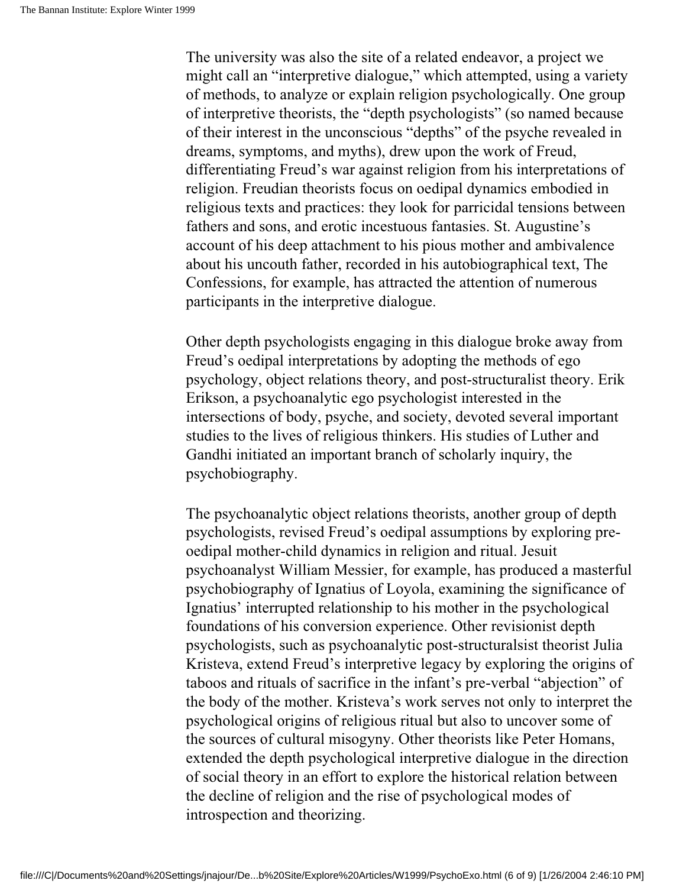The university was also the site of a related endeavor, a project we might call an "interpretive dialogue," which attempted, using a variety of methods, to analyze or explain religion psychologically. One group of interpretive theorists, the "depth psychologists" (so named because of their interest in the unconscious "depths" of the psyche revealed in dreams, symptoms, and myths), drew upon the work of Freud, differentiating Freud's war against religion from his interpretations of religion. Freudian theorists focus on oedipal dynamics embodied in religious texts and practices: they look for parricidal tensions between fathers and sons, and erotic incestuous fantasies. St. Augustine's account of his deep attachment to his pious mother and ambivalence about his uncouth father, recorded in his autobiographical text, The Confessions, for example, has attracted the attention of numerous participants in the interpretive dialogue.

Other depth psychologists engaging in this dialogue broke away from Freud's oedipal interpretations by adopting the methods of ego psychology, object relations theory, and post-structuralist theory. Erik Erikson, a psychoanalytic ego psychologist interested in the intersections of body, psyche, and society, devoted several important studies to the lives of religious thinkers. His studies of Luther and Gandhi initiated an important branch of scholarly inquiry, the psychobiography.

The psychoanalytic object relations theorists, another group of depth psychologists, revised Freud's oedipal assumptions by exploring pre-oedipal mother-child dynamics in religion and ritual. Jesuit psychoanalyst William Messier, for example, has produced a masterful psychobiography of Ignatius of Loyola, examining the significance of Ignatius' interrupted relationship to his mother in the psychological foundations of his conversion experience. Other revisionist depth psychologists, such as psychoanalytic post-structuralsist theorist Julia Kristeva, extend Freud's interpretive legacy by exploring the origins of taboos and rituals of sacrifice in the infant's pre-verbal "abjection" of the body of the mother. Kristeva's work serves not only to interpret the psychological origins of religious ritual but also to uncover some of the sources of cultural misogyny. Other theorists like Peter Homans, extended the depth psychological interpretive dialogue in the direction of social theory in an effort to explore the historical relation between the decline of religion and the rise of psychological modes of introspection and theorizing.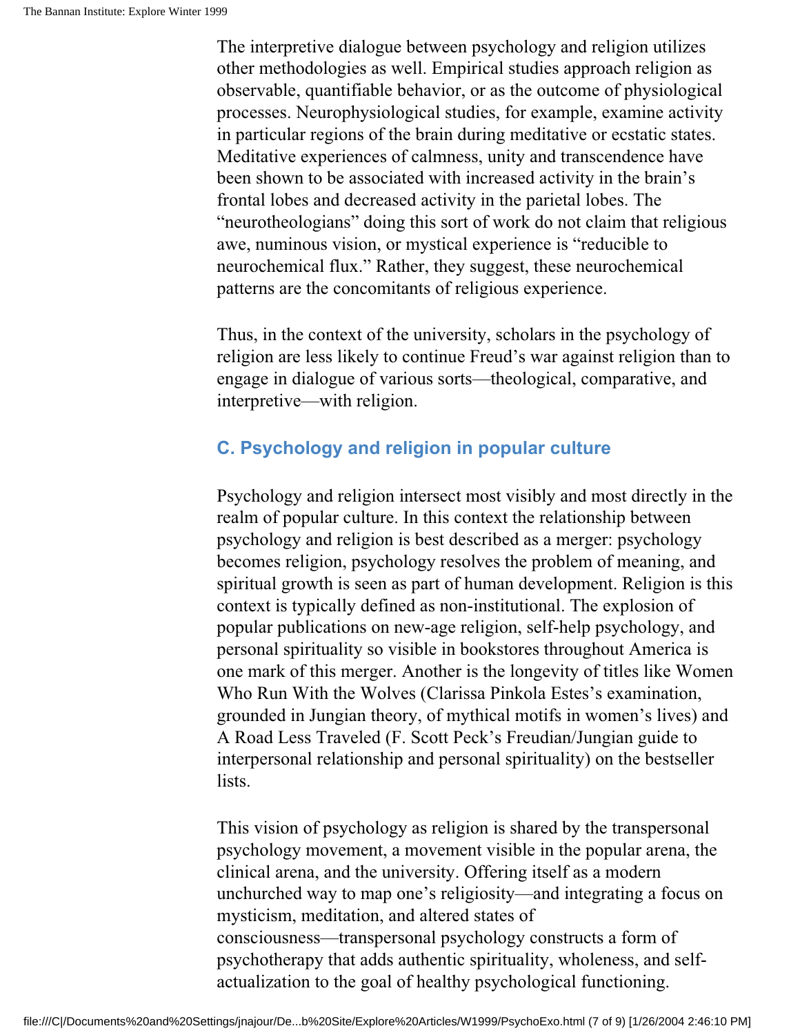The interpretive dialogue between psychology and religion utilizes other methodologies as well. Empirical studies approach religion as observable, quantifiable behavior, or as the outcome of physiological processes. Neurophysiological studies, for example, examine activity in particular regions of the brain during meditative or ecstatic states. Meditative experiences of calmness, unity and transcendence have been shown to be associated with increased activity in the brain's frontal lobes and decreased activity in the parietal lobes. The "neurotheologians" doing this sort of work do not claim that religious awe, numinous vision, or mystical experience is "reducible to neurochemical flux." Rather, they suggest, these neurochemical patterns are the concomitants of religious experience.

Thus, in the context of the university, scholars in the psychology of religion are less likely to continue Freud's war against religion than to engage in dialogue of various sorts—theological, comparative, and interpretive—with religion.

### C. Psychology and religion in popular culture

Psychology and religion intersect most visibly and most directly in the realm of popular culture. In this context the relationship between psychology and religion is best described as a merger: psychology becomes religion, psychology resolves the problem of meaning, and spiritual growth is seen as part of human development. Religion is this context is typically defined as non-institutional. The explosion of popular publications on new-age religion, self-help psychology, and personal spirituality so visible in bookstores throughout America is one mark of this merger. Another is the longevity of titles like Women Who Run With the Wolves (Clarissa Pinkola Estes's examination, grounded in Jungian theory, of mythical motifs in women's lives) and A Road Less Traveled (F. Scott Peck's Freudian/Jungian guide to interpersonal relationship and personal spirituality) on the bestseller lists.

This vision of psychology as religion is shared by the transpersonal psychology movement, a movement visible in the popular arena, the clinical arena, and the university. Offering itself as a modern unchurched way to map one's religiosity—and integrating a focus on mysticism, meditation, and altered states of consciousness—transpersonal psychology constructs a form of psychotherapy that adds authentic spirituality, wholeness, and self-actualization to the goal of healthy psychological functioning.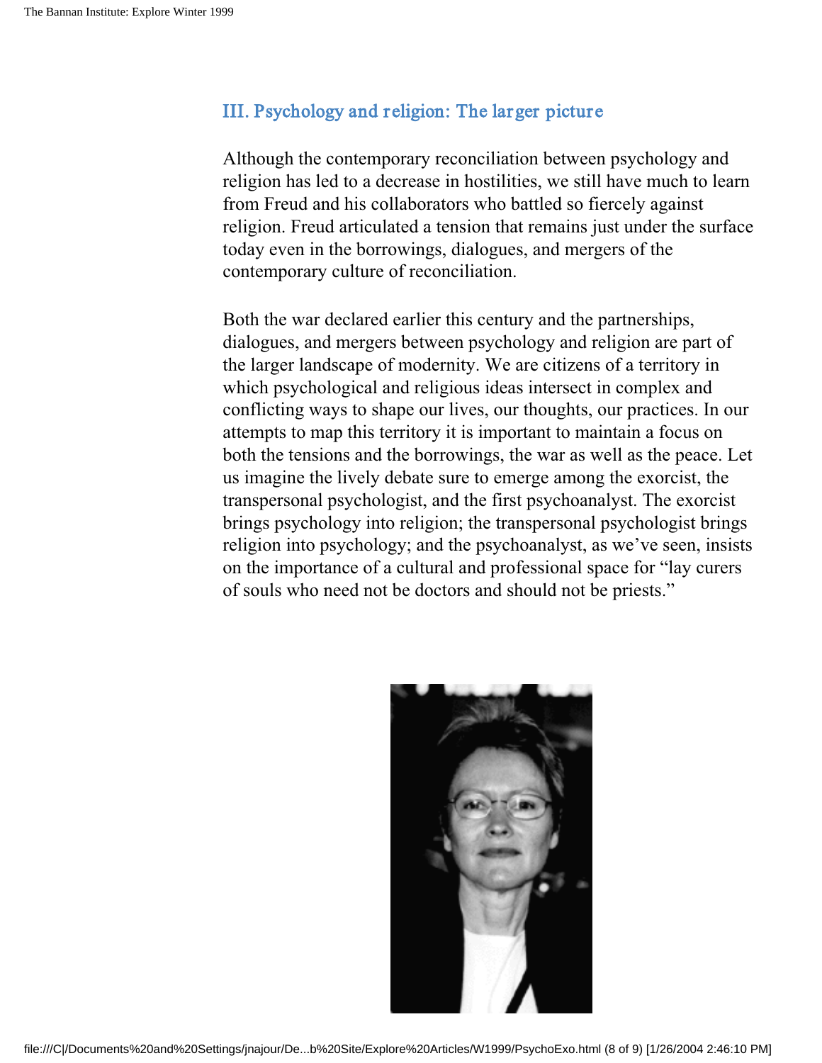## III. Psychology and religion: The larger picture

Although the contemporary reconciliation between psychology and religion has led to a decrease in hostilities, we still have much to learn from Freud and his collaborators who battled so fiercely against religion. Freud articulated a tension that remains just under the surface today even in the borrowings, dialogues, and mergers of the contemporary culture of reconciliation.

Both the war declared earlier this century and the partnerships, dialogues, and mergers between psychology and religion are part of the larger landscape of modernity. We are citizens of a territory in which psychological and religious ideas intersect in complex and conflicting ways to shape our lives, our thoughts, our practices. In our attempts to map this territory it is important to maintain a focus on both the tensions and the borrowings, the war as well as the peace. Let us imagine the lively debate sure to emerge among the exorcist, the transpersonal psychologist, and the first psychoanalyst. The exorcist brings psychology into religion; the transpersonal psychologist brings religion into psychology; and the psychoanalyst, as we've seen, insists on the importance of a cultural and professional space for "lay curers of souls who need not be doctors and should not be priests."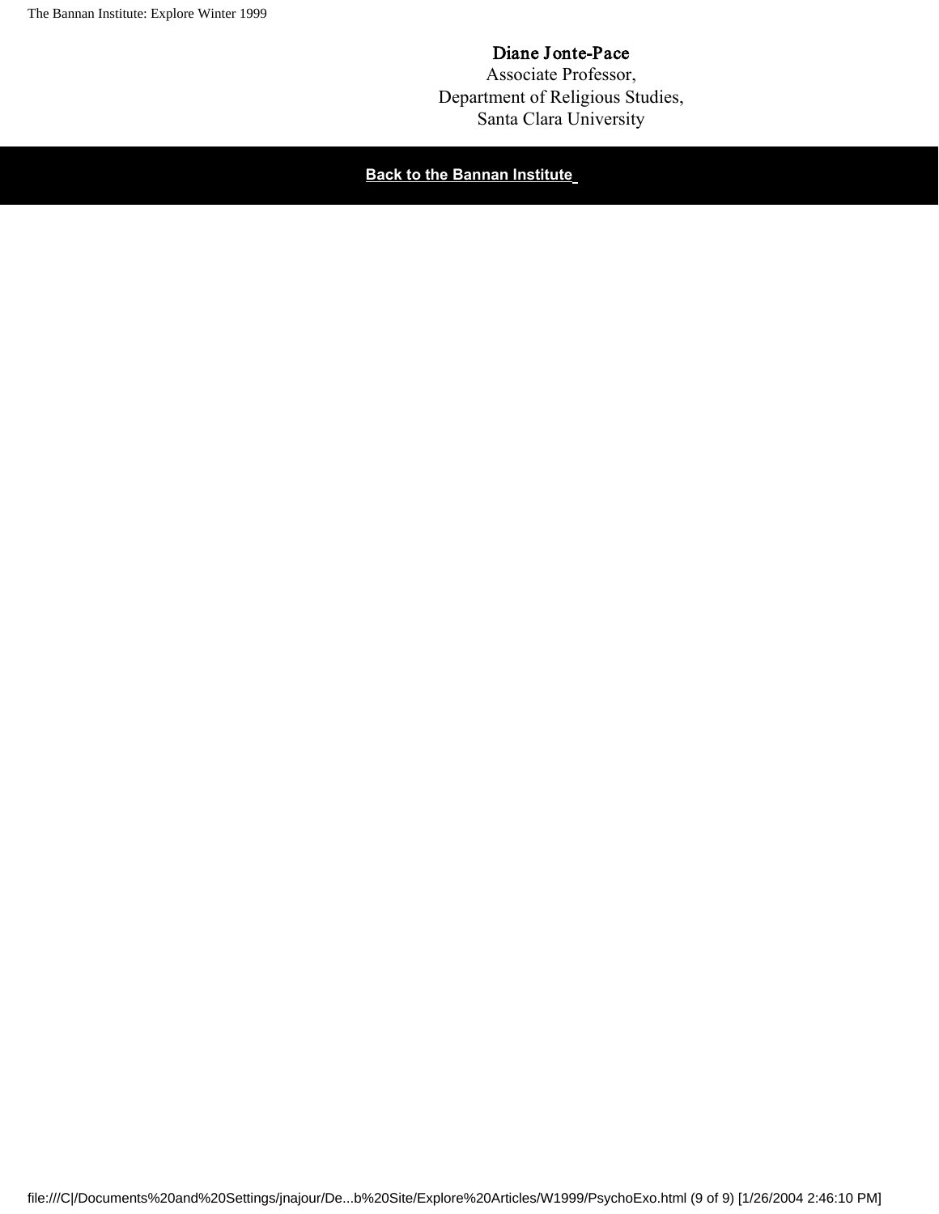Diane Jonte-Pace
Associate Professor,
Department of Religious Studies,
Santa Clara University

**Back to the Bannan Institute**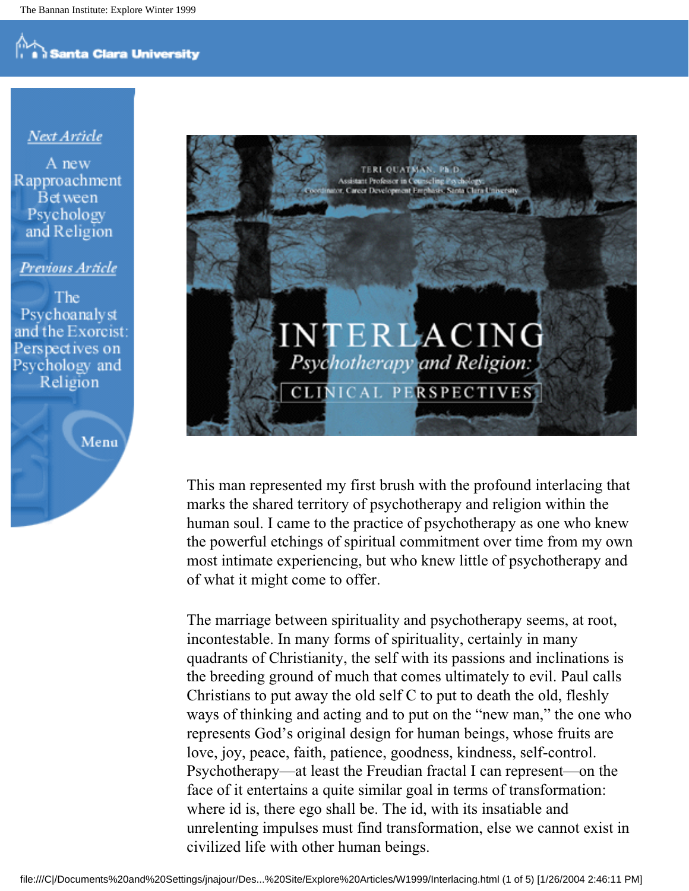TERI QUATMAN, Ph.D.
Assistant Professor in Counseling Psychology
Coordinator, Career Development Emphasis, Santa Clara University

# INTERLACING

## *Psychotherapy and Religion:*

### CLINICAL PERSPECTIVES

This man represented my first brush with the profound interlacing that marks the shared territory of psychotherapy and religion within the human soul. I came to the practice of psychotherapy as one who knew the powerful etchings of spiritual commitment over time from my own most intimate experiencing, but who knew little of psychotherapy and of what it might come to offer.

The marriage between spirituality and psychotherapy seems, at root, incontestable. In many forms of spirituality, certainly in many quadrants of Christianity, the self with its passions and inclinations is the breeding ground of much that comes ultimately to evil. Paul calls Christians to put away the old self C to put to death the old, fleshly ways of thinking and acting and to put on the "new man," the one who represents God's original design for human beings, whose fruits are love, joy, peace, faith, patience, goodness, kindness, self-control. Psychotherapy—at least the Freudian fractal I can represent—on the face of it entertains a quite similar goal in terms of transformation: where id is, there ego shall be. The id, with its insatiable and unrelenting impulses must find transformation, else we cannot exist in civilized life with other human beings.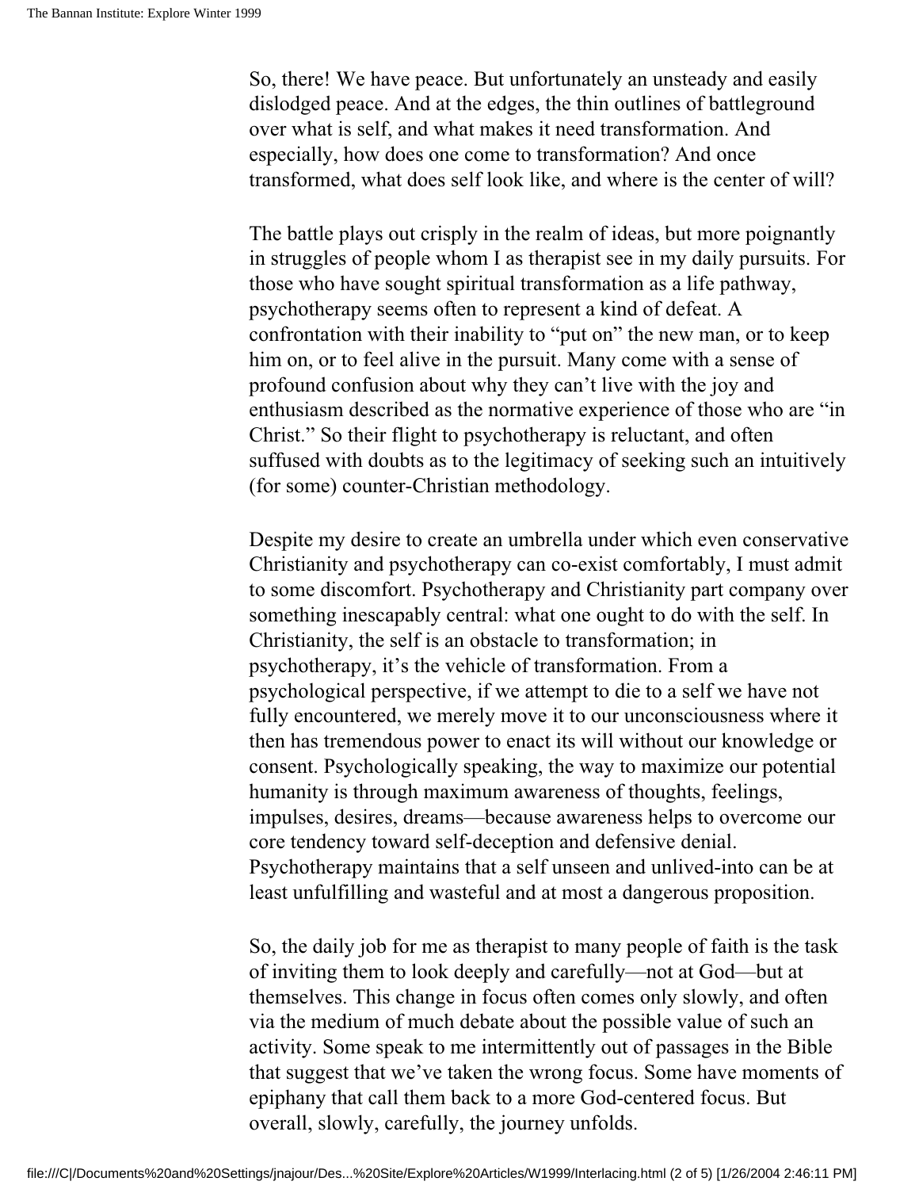So, there! We have peace. But unfortunately an unsteady and easily dislodged peace. And at the edges, the thin outlines of battleground over what is self, and what makes it need transformation. And especially, how does one come to transformation? And once transformed, what does self look like, and where is the center of will?

The battle plays out crisply in the realm of ideas, but more poignantly in struggles of people whom I as therapist see in my daily pursuits. For those who have sought spiritual transformation as a life pathway, psychotherapy seems often to represent a kind of defeat. A confrontation with their inability to "put on" the new man, or to keep him on, or to feel alive in the pursuit. Many come with a sense of profound confusion about why they can't live with the joy and enthusiasm described as the normative experience of those who are "in Christ." So their flight to psychotherapy is reluctant, and often suffused with doubts as to the legitimacy of seeking such an intuitively (for some) counter-Christian methodology.

Despite my desire to create an umbrella under which even conservative Christianity and psychotherapy can co-exist comfortably, I must admit to some discomfort. Psychotherapy and Christianity part company over something inescapably central: what one ought to do with the self. In Christianity, the self is an obstacle to transformation; in psychotherapy, it's the vehicle of transformation. From a psychological perspective, if we attempt to die to a self we have not fully encountered, we merely move it to our unconsciousness where it then has tremendous power to enact its will without our knowledge or consent. Psychologically speaking, the way to maximize our potential humanity is through maximum awareness of thoughts, feelings, impulses, desires, dreams—because awareness helps to overcome our core tendency toward self-deception and defensive denial. Psychotherapy maintains that a self unseen and unlived-into can be at least unfulfilling and wasteful and at most a dangerous proposition.

So, the daily job for me as therapist to many people of faith is the task of inviting them to look deeply and carefully—not at God—but at themselves. This change in focus often comes only slowly, and often via the medium of much debate about the possible value of such an activity. Some speak to me intermittently out of passages in the Bible that suggest that we've taken the wrong focus. Some have moments of epiphany that call them back to a more God-centered focus. But overall, slowly, carefully, the journey unfolds.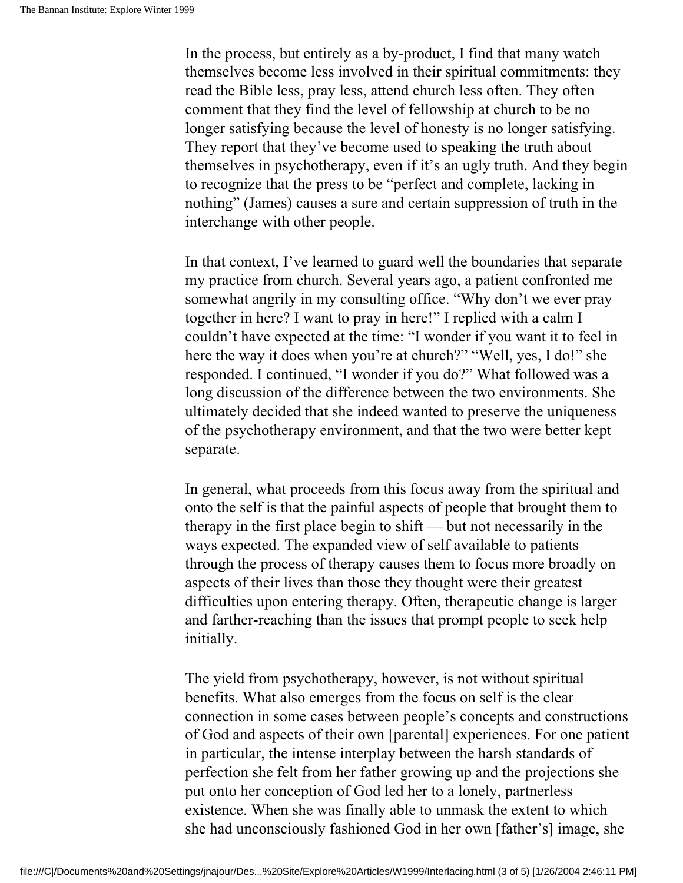In the process, but entirely as a by-product, I find that many watch themselves become less involved in their spiritual commitments: they read the Bible less, pray less, attend church less often. They often comment that they find the level of fellowship at church to be no longer satisfying because the level of honesty is no longer satisfying. They report that they've become used to speaking the truth about themselves in psychotherapy, even if it's an ugly truth. And they begin to recognize that the press to be "perfect and complete, lacking in nothing" (James) causes a sure and certain suppression of truth in the interchange with other people.

In that context, I've learned to guard well the boundaries that separate my practice from church. Several years ago, a patient confronted me somewhat angrily in my consulting office. "Why don't we ever pray together in here? I want to pray in here!" I replied with a calm I couldn't have expected at the time: "I wonder if you want it to feel in here the way it does when you're at church?" "Well, yes, I do!" she responded. I continued, "I wonder if you do?" What followed was a long discussion of the difference between the two environments. She ultimately decided that she indeed wanted to preserve the uniqueness of the psychotherapy environment, and that the two were better kept separate.

In general, what proceeds from this focus away from the spiritual and onto the self is that the painful aspects of people that brought them to therapy in the first place begin to shift — but not necessarily in the ways expected. The expanded view of self available to patients through the process of therapy causes them to focus more broadly on aspects of their lives than those they thought were their greatest difficulties upon entering therapy. Often, therapeutic change is larger and farther-reaching than the issues that prompt people to seek help initially.

The yield from psychotherapy, however, is not without spiritual benefits. What also emerges from the focus on self is the clear connection in some cases between people's concepts and constructions of God and aspects of their own [parental] experiences. For one patient in particular, the intense interplay between the harsh standards of perfection she felt from her father growing up and the projections she put onto her conception of God led her to a lonely, partnerless existence. When she was finally able to unmask the extent to which she had unconsciously fashioned God in her own [father's] image, she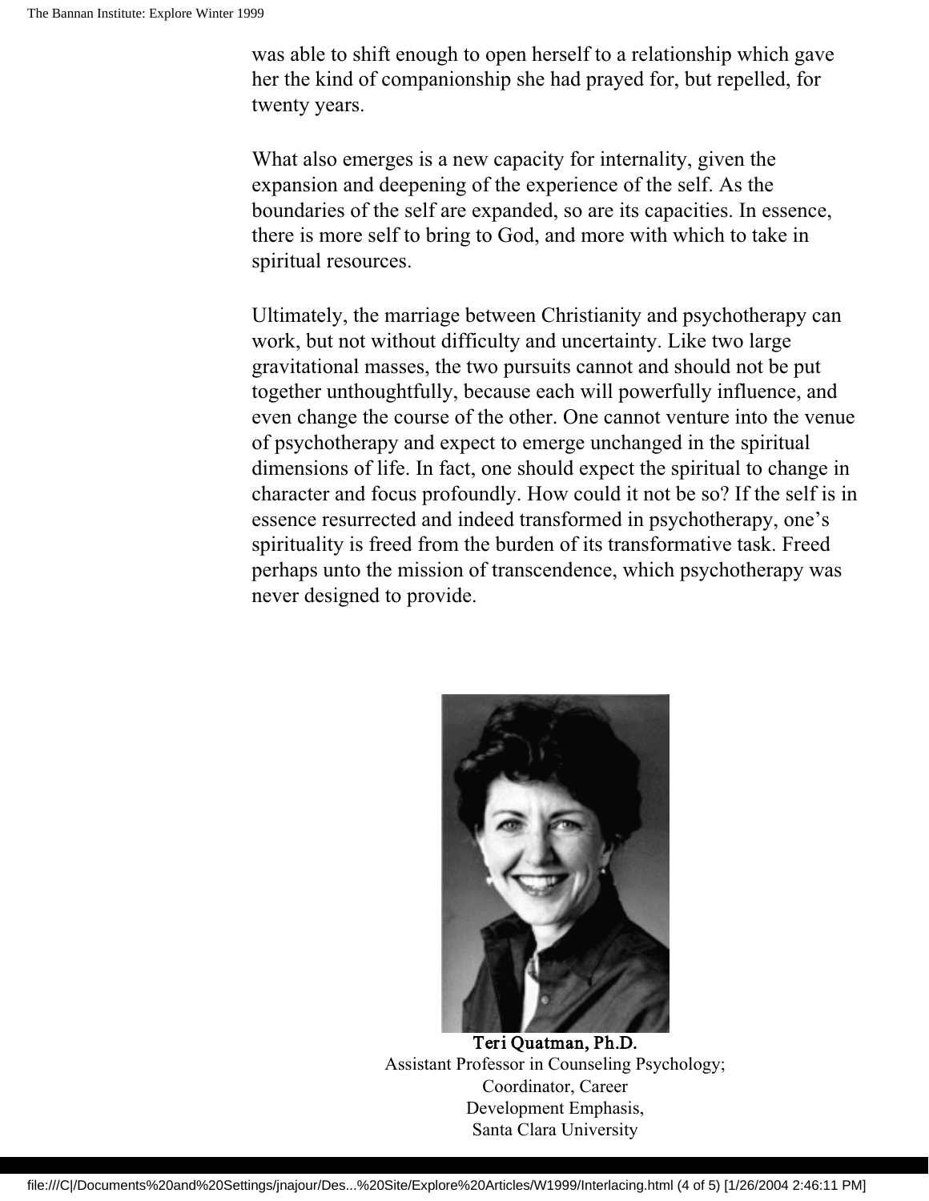was able to shift enough to open herself to a relationship which gave her the kind of companionship she had prayed for, but repelled, for twenty years.

What also emerges is a new capacity for internality, given the expansion and deepening of the experience of the self. As the boundaries of the self are expanded, so are its capacities. In essence, there is more self to bring to God, and more with which to take in spiritual resources.

Ultimately, the marriage between Christianity and psychotherapy can work, but not without difficulty and uncertainty. Like two large gravitational masses, the two pursuits cannot and should not be put together unthoughtfully, because each will powerfully influence, and even change the course of the other. One cannot venture into the venue of psychotherapy and expect to emerge unchanged in the spiritual dimensions of life. In fact, one should expect the spiritual to change in character and focus profoundly. How could it not be so? If the self is in essence resurrected and indeed transformed in psychotherapy, one's spirituality is freed from the burden of its transformative task. Freed perhaps unto the mission of transcendence, which psychotherapy was never designed to provide.

**Teri Quatman, Ph.D.**
Assistant Professor in Counseling Psychology;
Coordinator, Career
Development Emphasis,
Santa Clara University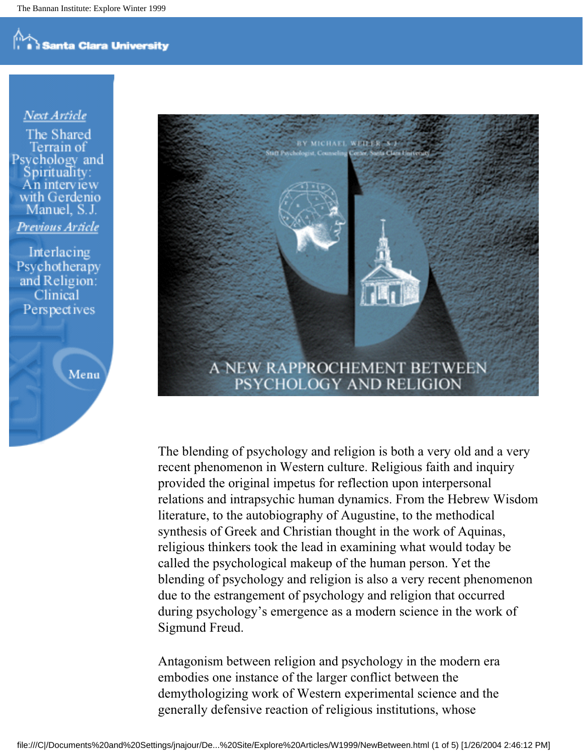Next Article

The Shared Terrain of Psychology and Spirituality: An interview with Gerdenio Manuel, S.J.

Previous Article

Interlacing Psychotherapy and Religion: Clinical Perspectives

Menu

BY MICHAEL WEILER, S.J.

Staff Psychologist, Counseling Center, Santa Clara University

# A NEW RAPPROCHEMENT BETWEEN PSYCHOLOGY AND RELIGION

The blending of psychology and religion is both a very old and a very recent phenomenon in Western culture. Religious faith and inquiry provided the original impetus for reflection upon interpersonal relations and intrapsychic human dynamics. From the Hebrew Wisdom literature, to the autobiography of Augustine, to the methodical synthesis of Greek and Christian thought in the work of Aquinas, religious thinkers took the lead in examining what would today be called the psychological makeup of the human person. Yet the blending of psychology and religion is also a very recent phenomenon due to the estrangement of psychology and religion that occurred during psychology's emergence as a modern science in the work of Sigmund Freud.

Antagonism between religion and psychology in the modern era embodies one instance of the larger conflict between the demythologizing work of Western experimental science and the generally defensive reaction of religious institutions, whose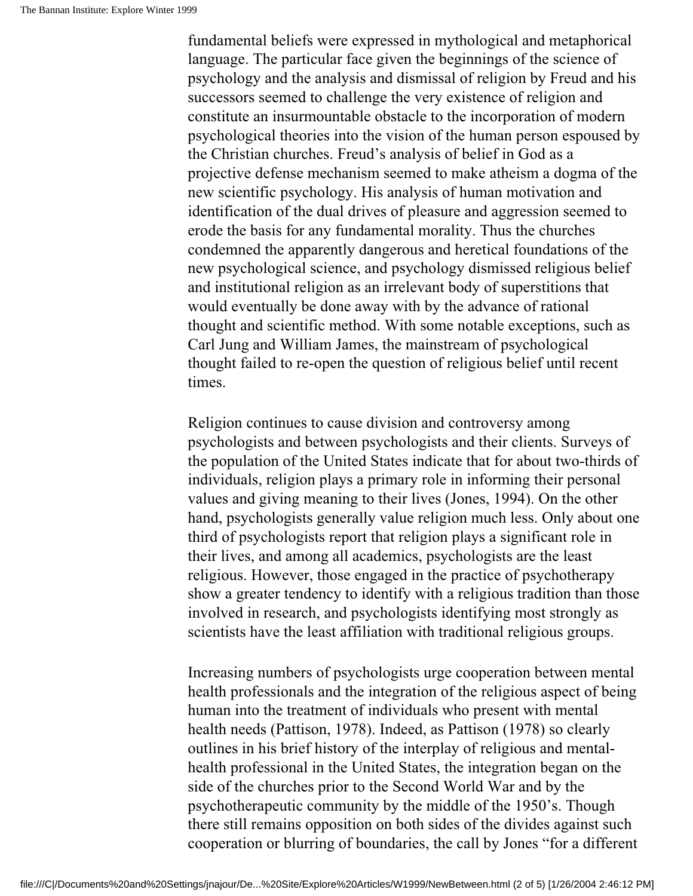fundamental beliefs were expressed in mythological and metaphorical language. The particular face given the beginnings of the science of psychology and the analysis and dismissal of religion by Freud and his successors seemed to challenge the very existence of religion and constitute an insurmountable obstacle to the incorporation of modern psychological theories into the vision of the human person espoused by the Christian churches. Freud's analysis of belief in God as a projective defense mechanism seemed to make atheism a dogma of the new scientific psychology. His analysis of human motivation and identification of the dual drives of pleasure and aggression seemed to erode the basis for any fundamental morality. Thus the churches condemned the apparently dangerous and heretical foundations of the new psychological science, and psychology dismissed religious belief and institutional religion as an irrelevant body of superstitions that would eventually be done away with by the advance of rational thought and scientific method. With some notable exceptions, such as Carl Jung and William James, the mainstream of psychological thought failed to re-open the question of religious belief until recent times.

Religion continues to cause division and controversy among psychologists and between psychologists and their clients. Surveys of the population of the United States indicate that for about two-thirds of individuals, religion plays a primary role in informing their personal values and giving meaning to their lives (Jones, 1994). On the other hand, psychologists generally value religion much less. Only about one third of psychologists report that religion plays a significant role in their lives, and among all academics, psychologists are the least religious. However, those engaged in the practice of psychotherapy show a greater tendency to identify with a religious tradition than those involved in research, and psychologists identifying most strongly as scientists have the least affiliation with traditional religious groups.

Increasing numbers of psychologists urge cooperation between mental health professionals and the integration of the religious aspect of being human into the treatment of individuals who present with mental health needs (Pattison, 1978). Indeed, as Pattison (1978) so clearly outlines in his brief history of the interplay of religious and mental-health professional in the United States, the integration began on the side of the churches prior to the Second World War and by the psychotherapeutic community by the middle of the 1950's. Though there still remains opposition on both sides of the divides against such cooperation or blurring of boundaries, the call by Jones "for a different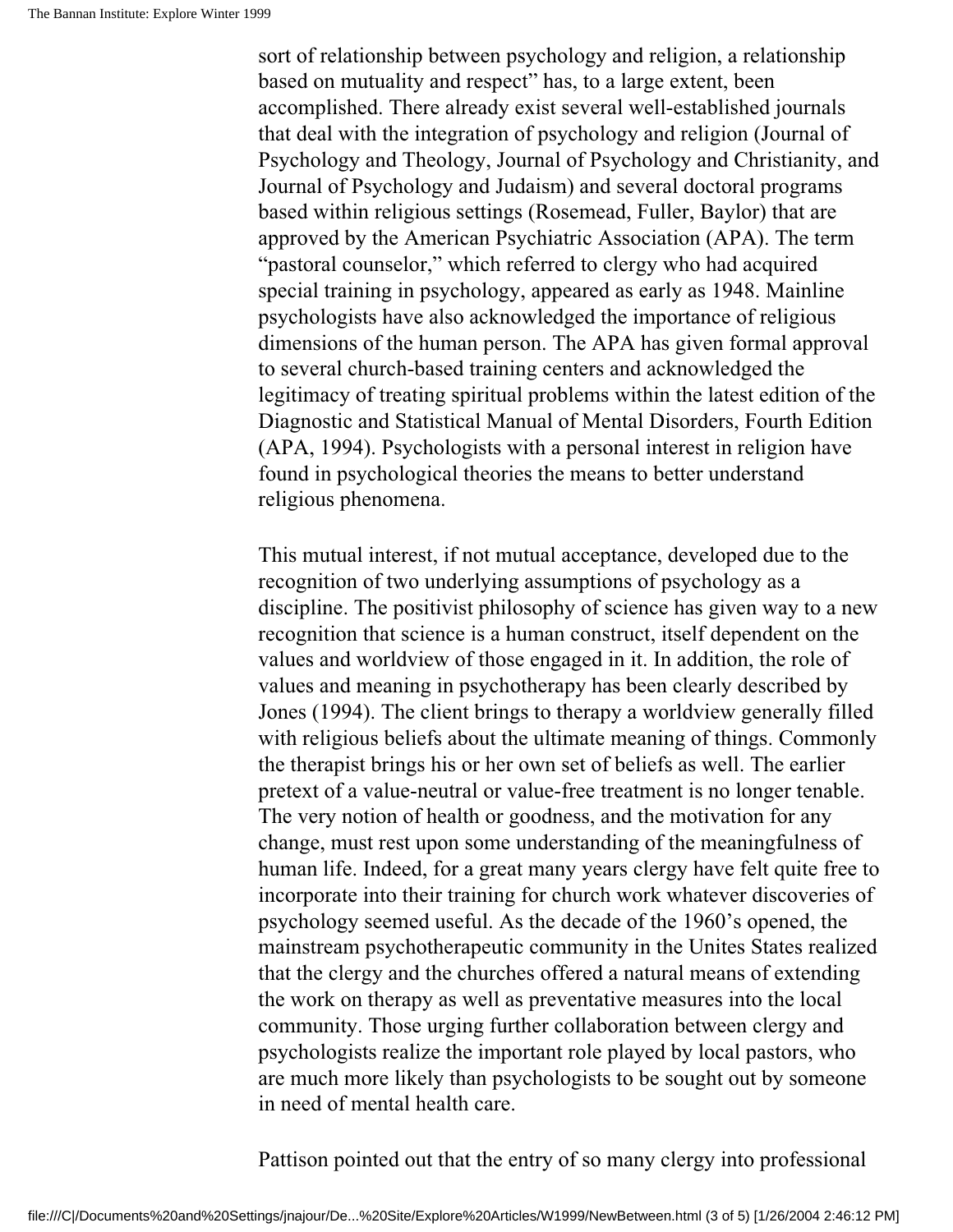sort of relationship between psychology and religion, a relationship based on mutuality and respect" has, to a large extent, been accomplished. There already exist several well-established journals that deal with the integration of psychology and religion (Journal of Psychology and Theology, Journal of Psychology and Christianity, and Journal of Psychology and Judaism) and several doctoral programs based within religious settings (Rosemead, Fuller, Baylor) that are approved by the American Psychiatric Association (APA). The term "pastoral counselor," which referred to clergy who had acquired special training in psychology, appeared as early as 1948. Mainline psychologists have also acknowledged the importance of religious dimensions of the human person. The APA has given formal approval to several church-based training centers and acknowledged the legitimacy of treating spiritual problems within the latest edition of the Diagnostic and Statistical Manual of Mental Disorders, Fourth Edition (APA, 1994). Psychologists with a personal interest in religion have found in psychological theories the means to better understand religious phenomena.

This mutual interest, if not mutual acceptance, developed due to the recognition of two underlying assumptions of psychology as a discipline. The positivist philosophy of science has given way to a new recognition that science is a human construct, itself dependent on the values and worldview of those engaged in it. In addition, the role of values and meaning in psychotherapy has been clearly described by Jones (1994). The client brings to therapy a worldview generally filled with religious beliefs about the ultimate meaning of things. Commonly the therapist brings his or her own set of beliefs as well. The earlier pretext of a value-neutral or value-free treatment is no longer tenable. The very notion of health or goodness, and the motivation for any change, must rest upon some understanding of the meaningfulness of human life. Indeed, for a great many years clergy have felt quite free to incorporate into their training for church work whatever discoveries of psychology seemed useful. As the decade of the 1960's opened, the mainstream psychotherapeutic community in the Unites States realized that the clergy and the churches offered a natural means of extending the work on therapy as well as preventative measures into the local community. Those urging further collaboration between clergy and psychologists realize the important role played by local pastors, who are much more likely than psychologists to be sought out by someone in need of mental health care.

Pattison pointed out that the entry of so many clergy into professional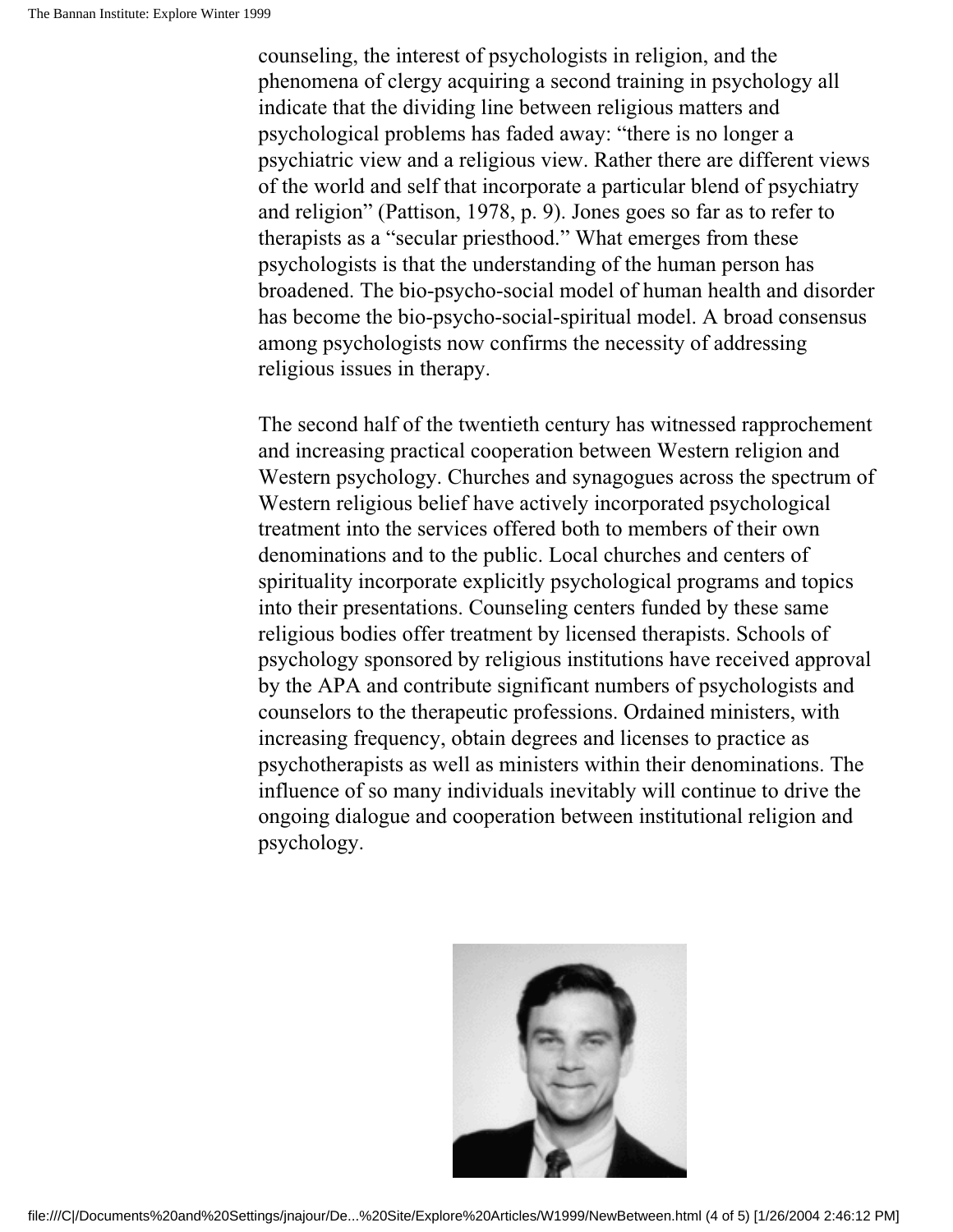counseling, the interest of psychologists in religion, and the phenomena of clergy acquiring a second training in psychology all indicate that the dividing line between religious matters and psychological problems has faded away: "there is no longer a psychiatric view and a religious view. Rather there are different views of the world and self that incorporate a particular blend of psychiatry and religion" (Pattison, 1978, p. 9). Jones goes so far as to refer to therapists as a "secular priesthood." What emerges from these psychologists is that the understanding of the human person has broadened. The bio-psycho-social model of human health and disorder has become the bio-psycho-social-spiritual model. A broad consensus among psychologists now confirms the necessity of addressing religious issues in therapy.

The second half of the twentieth century has witnessed rapprochement and increasing practical cooperation between Western religion and Western psychology. Churches and synagogues across the spectrum of Western religious belief have actively incorporated psychological treatment into the services offered both to members of their own denominations and to the public. Local churches and centers of spirituality incorporate explicitly psychological programs and topics into their presentations. Counseling centers funded by these same religious bodies offer treatment by licensed therapists. Schools of psychology sponsored by religious institutions have received approval by the APA and contribute significant numbers of psychologists and counselors to the therapeutic professions. Ordained ministers, with increasing frequency, obtain degrees and licenses to practice as psychotherapists as well as ministers within their denominations. The influence of so many individuals inevitably will continue to drive the ongoing dialogue and cooperation between institutional religion and psychology.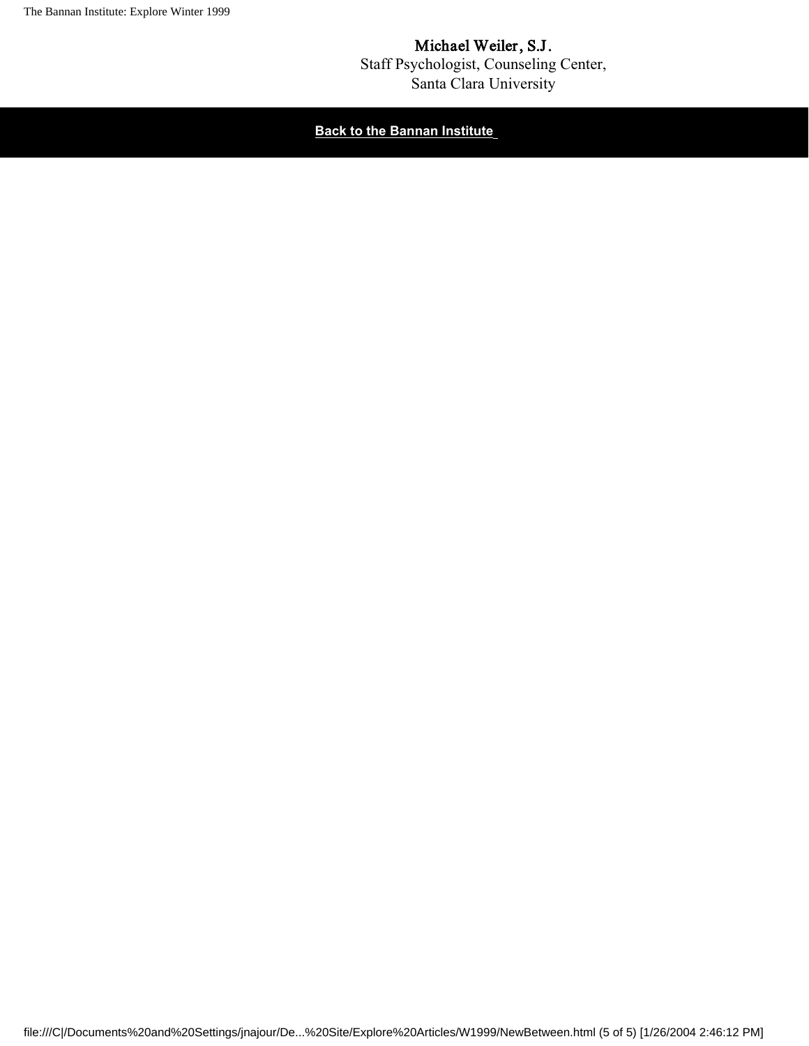Michael Weiler, S.J.
Staff Psychologist, Counseling Center,
Santa Clara University

**Back to the Bannan Institute**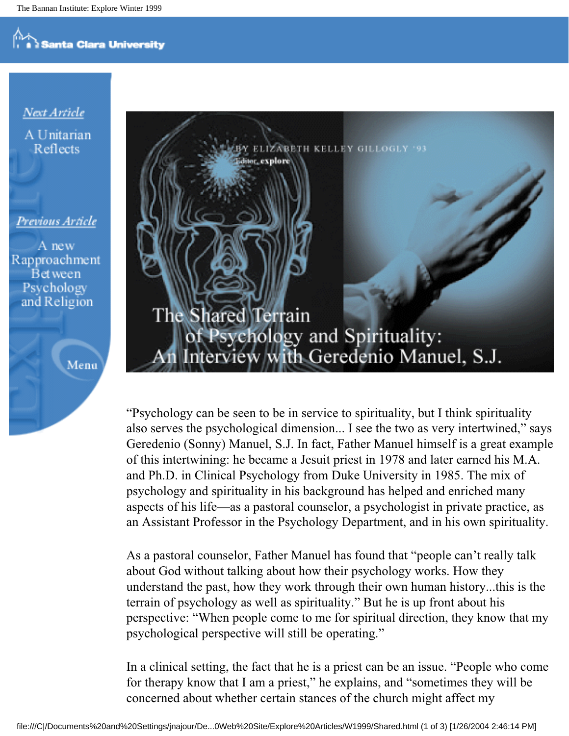# The Shared Terrain of Psychology and Spirituality: An Interview with Geredenio Manuel, S.J.

BY ELIZABETH KELLEY GILLOGLY '93
Editor, explore

"Psychology can be seen to be in service to spirituality, but I think spirituality also serves the psychological dimension... I see the two as very intertwined," says Geredenio (Sonny) Manuel, S.J. In fact, Father Manuel himself is a great example of this intertwining: he became a Jesuit priest in 1978 and later earned his M.A. and Ph.D. in Clinical Psychology from Duke University in 1985. The mix of psychology and spirituality in his background has helped and enriched many aspects of his life—as a pastoral counselor, a psychologist in private practice, as an Assistant Professor in the Psychology Department, and in his own spirituality.

As a pastoral counselor, Father Manuel has found that "people can't really talk about God without talking about how their psychology works. How they understand the past, how they work through their own human history...this is the terrain of psychology as well as spirituality." But he is up front about his perspective: "When people come to me for spiritual direction, they know that my psychological perspective will still be operating."

In a clinical setting, the fact that he is a priest can be an issue. "People who come for therapy know that I am a priest," he explains, and "sometimes they will be concerned about whether certain stances of the church might affect my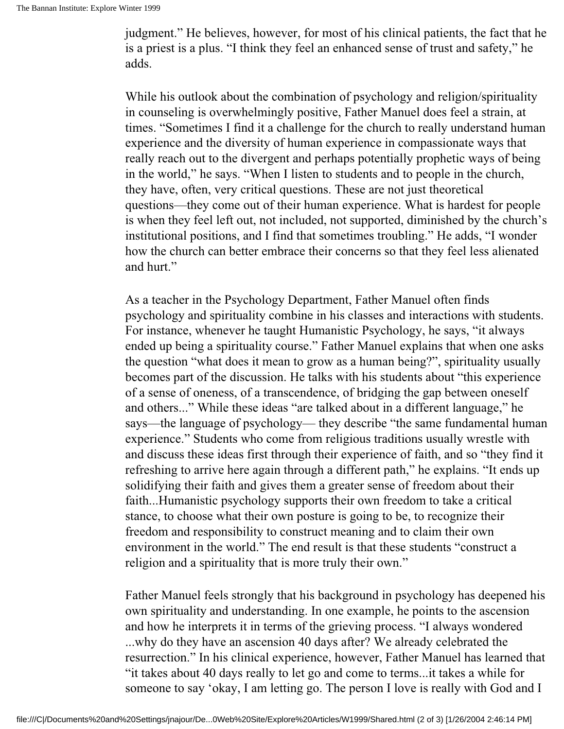judgment." He believes, however, for most of his clinical patients, the fact that he is a priest is a plus. "I think they feel an enhanced sense of trust and safety," he adds.

While his outlook about the combination of psychology and religion/spirituality in counseling is overwhelmingly positive, Father Manuel does feel a strain, at times. "Sometimes I find it a challenge for the church to really understand human experience and the diversity of human experience in compassionate ways that really reach out to the divergent and perhaps potentially prophetic ways of being in the world," he says. "When I listen to students and to people in the church, they have, often, very critical questions. These are not just theoretical questions—they come out of their human experience. What is hardest for people is when they feel left out, not included, not supported, diminished by the church's institutional positions, and I find that sometimes troubling." He adds, "I wonder how the church can better embrace their concerns so that they feel less alienated and hurt."

As a teacher in the Psychology Department, Father Manuel often finds psychology and spirituality combine in his classes and interactions with students. For instance, whenever he taught Humanistic Psychology, he says, "it always ended up being a spirituality course." Father Manuel explains that when one asks the question "what does it mean to grow as a human being?", spirituality usually becomes part of the discussion. He talks with his students about "this experience of a sense of oneness, of a transcendence, of bridging the gap between oneself and others..." While these ideas "are talked about in a different language," he says—the language of psychology— they describe "the same fundamental human experience." Students who come from religious traditions usually wrestle with and discuss these ideas first through their experience of faith, and so "they find it refreshing to arrive here again through a different path," he explains. "It ends up solidifying their faith and gives them a greater sense of freedom about their faith...Humanistic psychology supports their own freedom to take a critical stance, to choose what their own posture is going to be, to recognize their freedom and responsibility to construct meaning and to claim their own environment in the world." The end result is that these students "construct a religion and a spirituality that is more truly their own."

Father Manuel feels strongly that his background in psychology has deepened his own spirituality and understanding. In one example, he points to the ascension and how he interprets it in terms of the grieving process. "I always wondered ...why do they have an ascension 40 days after? We already celebrated the resurrection." In his clinical experience, however, Father Manuel has learned that "it takes about 40 days really to let go and come to terms...it takes a while for someone to say 'okay, I am letting go. The person I love is really with God and I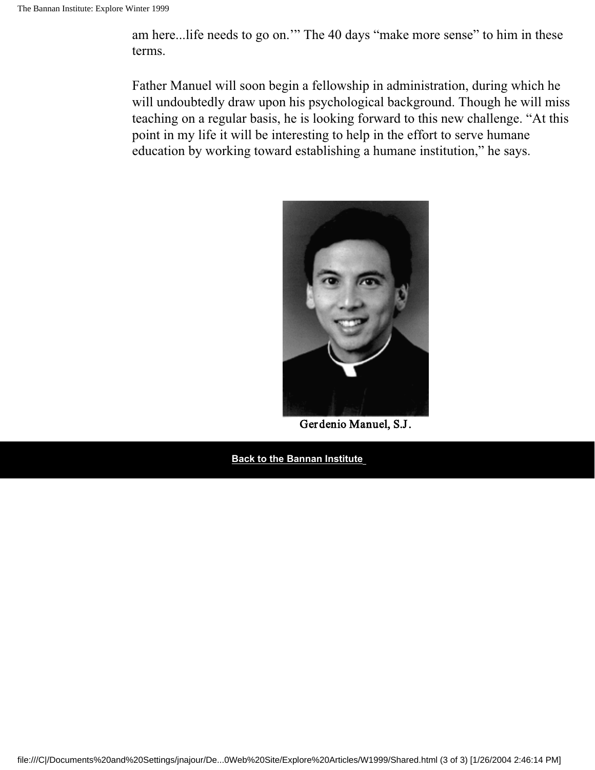am here...life needs to go on.'" The 40 days "make more sense" to him in these terms.

Father Manuel will soon begin a fellowship in administration, during which he will undoubtedly draw upon his psychological background. Though he will miss teaching on a regular basis, he is looking forward to this new challenge. "At this point in my life it will be interesting to help in the effort to serve humane education by working toward establishing a humane institution," he says.

Gerdenio Manuel, S.J.

**Back to the Bannan Institute**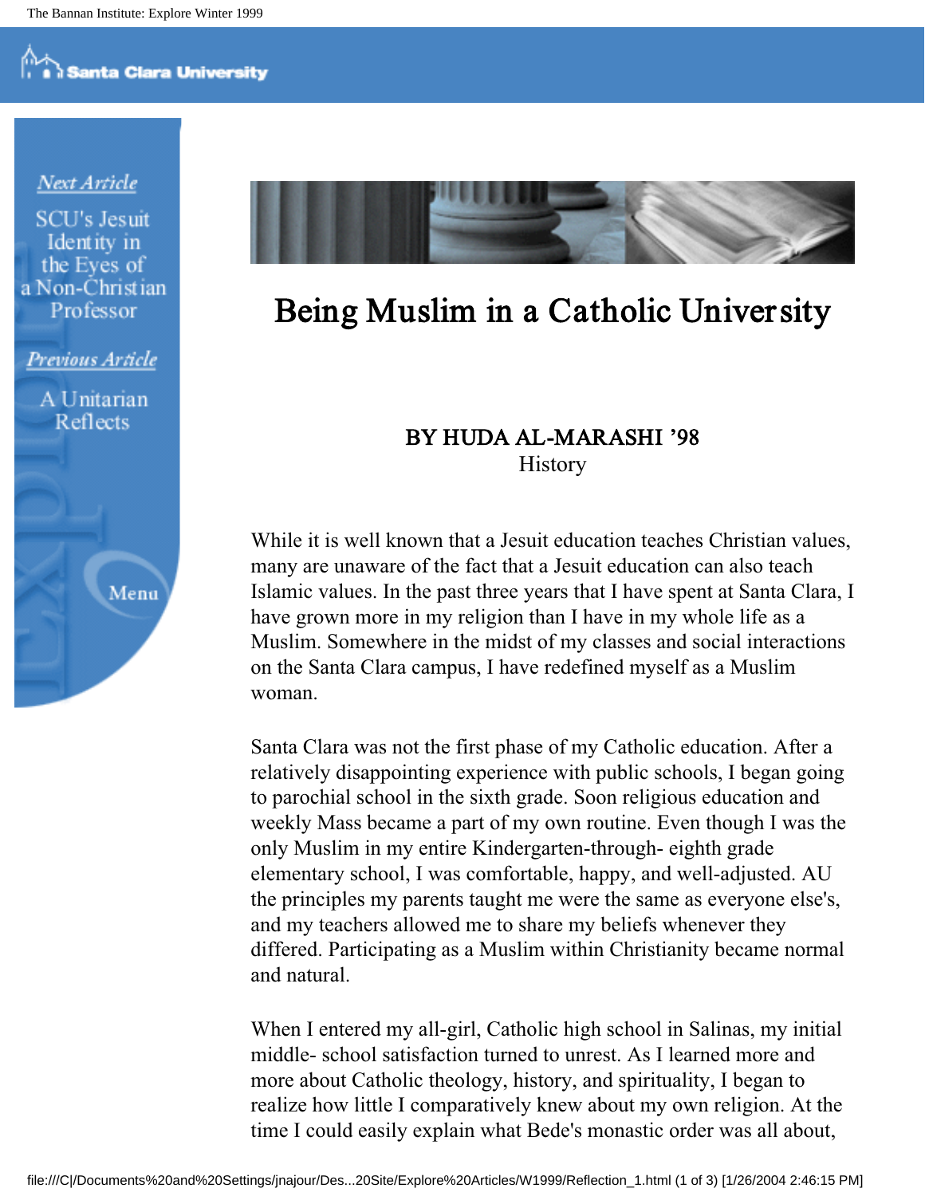# Being Muslim in a Catholic University

**BY HUDA AL-MARASHI '98**
History

While it is well known that a Jesuit education teaches Christian values, many are unaware of the fact that a Jesuit education can also teach Islamic values. In the past three years that I have spent at Santa Clara, I have grown more in my religion than I have in my whole life as a Muslim. Somewhere in the midst of my classes and social interactions on the Santa Clara campus, I have redefined myself as a Muslim woman.

Santa Clara was not the first phase of my Catholic education. After a relatively disappointing experience with public schools, I began going to parochial school in the sixth grade. Soon religious education and weekly Mass became a part of my own routine. Even though I was the only Muslim in my entire Kindergarten-through- eighth grade elementary school, I was comfortable, happy, and well-adjusted. AU the principles my parents taught me were the same as everyone else's, and my teachers allowed me to share my beliefs whenever they differed. Participating as a Muslim within Christianity became normal and natural.

When I entered my all-girl, Catholic high school in Salinas, my initial middle- school satisfaction turned to unrest. As I learned more and more about Catholic theology, history, and spirituality, I began to realize how little I comparatively knew about my own religion. At the time I could easily explain what Bede's monastic order was all about,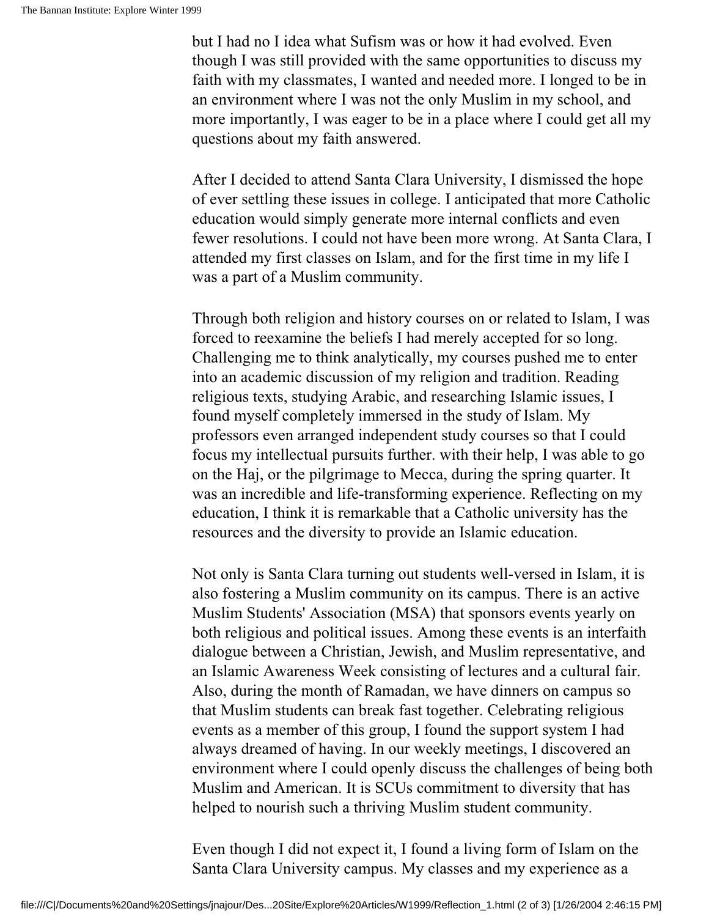but I had no I idea what Sufism was or how it had evolved. Even though I was still provided with the same opportunities to discuss my faith with my classmates, I wanted and needed more. I longed to be in an environment where I was not the only Muslim in my school, and more importantly, I was eager to be in a place where I could get all my questions about my faith answered.

After I decided to attend Santa Clara University, I dismissed the hope of ever settling these issues in college. I anticipated that more Catholic education would simply generate more internal conflicts and even fewer resolutions. I could not have been more wrong. At Santa Clara, I attended my first classes on Islam, and for the first time in my life I was a part of a Muslim community.

Through both religion and history courses on or related to Islam, I was forced to reexamine the beliefs I had merely accepted for so long. Challenging me to think analytically, my courses pushed me to enter into an academic discussion of my religion and tradition. Reading religious texts, studying Arabic, and researching Islamic issues, I found myself completely immersed in the study of Islam. My professors even arranged independent study courses so that I could focus my intellectual pursuits further. with their help, I was able to go on the Haj, or the pilgrimage to Mecca, during the spring quarter. It was an incredible and life-transforming experience. Reflecting on my education, I think it is remarkable that a Catholic university has the resources and the diversity to provide an Islamic education.

Not only is Santa Clara turning out students well-versed in Islam, it is also fostering a Muslim community on its campus. There is an active Muslim Students' Association (MSA) that sponsors events yearly on both religious and political issues. Among these events is an interfaith dialogue between a Christian, Jewish, and Muslim representative, and an Islamic Awareness Week consisting of lectures and a cultural fair. Also, during the month of Ramadan, we have dinners on campus so that Muslim students can break fast together. Celebrating religious events as a member of this group, I found the support system I had always dreamed of having. In our weekly meetings, I discovered an environment where I could openly discuss the challenges of being both Muslim and American. It is SCUs commitment to diversity that has helped to nourish such a thriving Muslim student community.

Even though I did not expect it, I found a living form of Islam on the Santa Clara University campus. My classes and my experience as a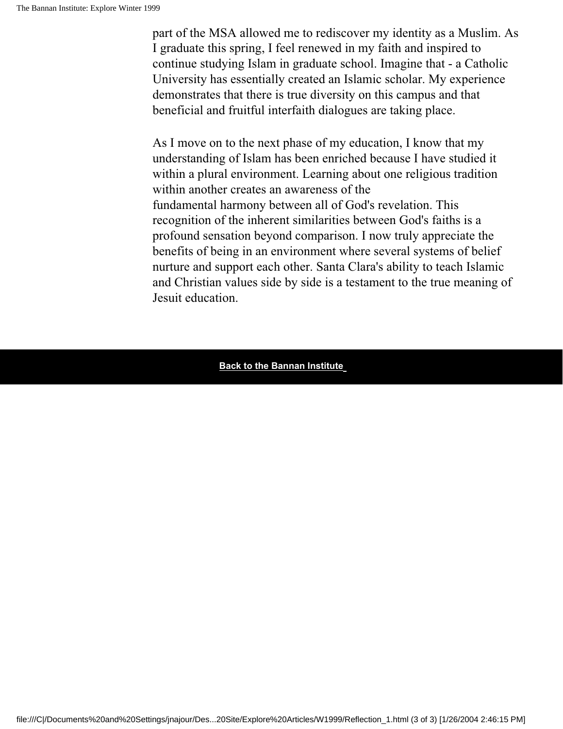part of the MSA allowed me to rediscover my identity as a Muslim. As I graduate this spring, I feel renewed in my faith and inspired to continue studying Islam in graduate school. Imagine that - a Catholic University has essentially created an Islamic scholar. My experience demonstrates that there is true diversity on this campus and that beneficial and fruitful interfaith dialogues are taking place.

As I move on to the next phase of my education, I know that my understanding of Islam has been enriched because I have studied it within a plural environment. Learning about one religious tradition within another creates an awareness of the fundamental harmony between all of God's revelation. This recognition of the inherent similarities between God's faiths is a profound sensation beyond comparison. I now truly appreciate the benefits of being in an environment where several systems of belief nurture and support each other. Santa Clara's ability to teach Islamic and Christian values side by side is a testament to the true meaning of Jesuit education.

**Back to the Bannan Institute**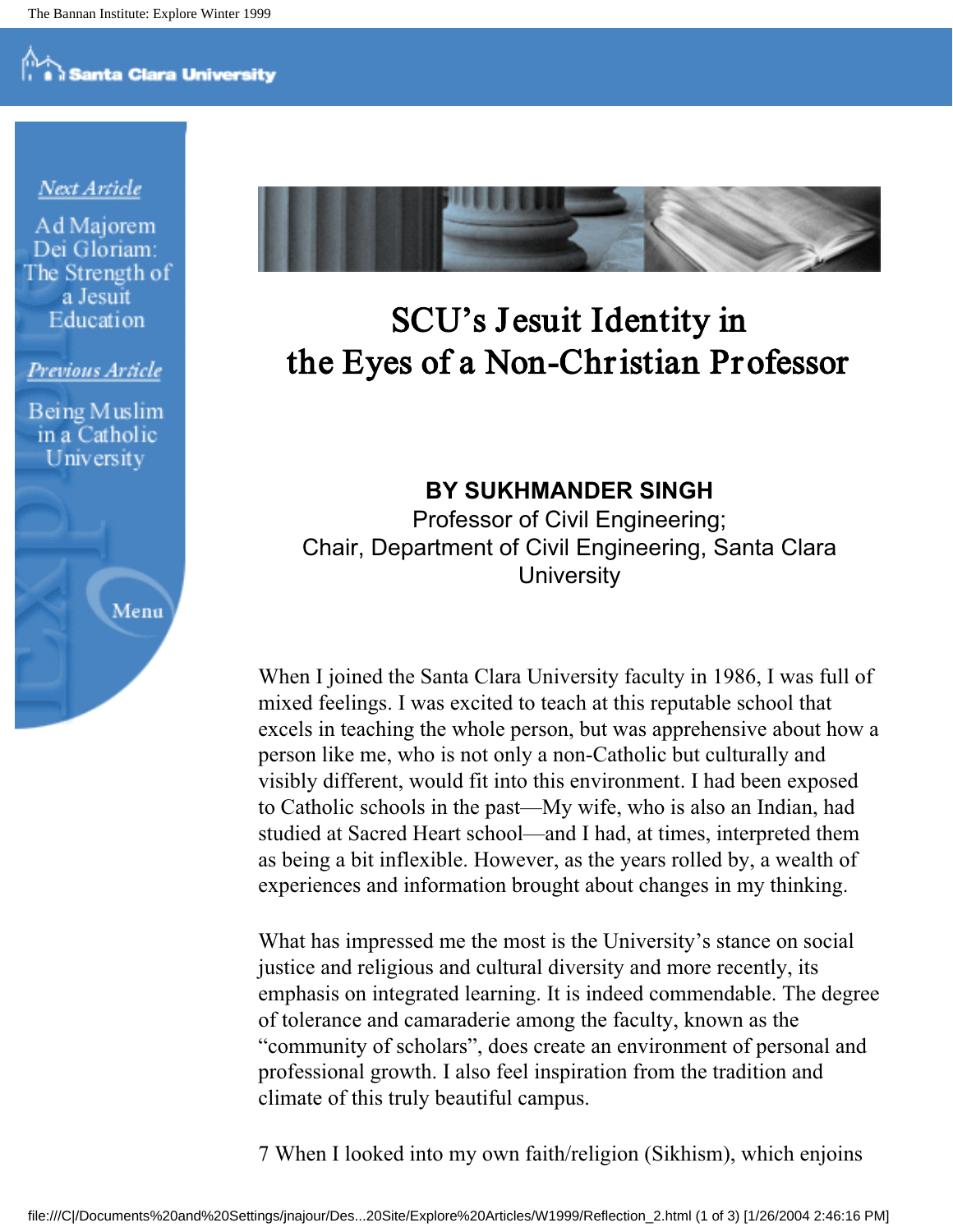# SCU's Jesuit Identity in the Eyes of a Non-Christian Professor

**BY SUKHMANDER SINGH**
Professor of Civil Engineering;
Chair, Department of Civil Engineering, Santa Clara University

When I joined the Santa Clara University faculty in 1986, I was full of mixed feelings. I was excited to teach at this reputable school that excels in teaching the whole person, but was apprehensive about how a person like me, who is not only a non-Catholic but culturally and visibly different, would fit into this environment. I had been exposed to Catholic schools in the past—My wife, who is also an Indian, had studied at Sacred Heart school—and I had, at times, interpreted them as being a bit inflexible. However, as the years rolled by, a wealth of experiences and information brought about changes in my thinking.

What has impressed me the most is the University's stance on social justice and religious and cultural diversity and more recently, its emphasis on integrated learning. It is indeed commendable. The degree of tolerance and camaraderie among the faculty, known as the "community of scholars", does create an environment of personal and professional growth. I also feel inspiration from the tradition and climate of this truly beautiful campus.

7 When I looked into my own faith/religion (Sikhism), which enjoins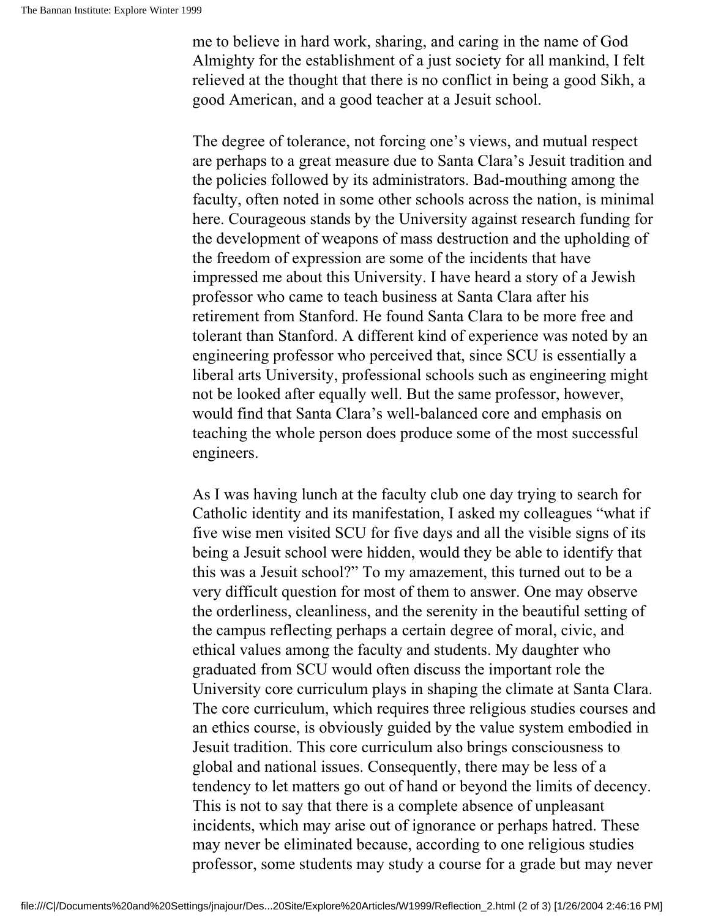me to believe in hard work, sharing, and caring in the name of God Almighty for the establishment of a just society for all mankind, I felt relieved at the thought that there is no conflict in being a good Sikh, a good American, and a good teacher at a Jesuit school.

The degree of tolerance, not forcing one's views, and mutual respect are perhaps to a great measure due to Santa Clara's Jesuit tradition and the policies followed by its administrators. Bad-mouthing among the faculty, often noted in some other schools across the nation, is minimal here. Courageous stands by the University against research funding for the development of weapons of mass destruction and the upholding of the freedom of expression are some of the incidents that have impressed me about this University. I have heard a story of a Jewish professor who came to teach business at Santa Clara after his retirement from Stanford. He found Santa Clara to be more free and tolerant than Stanford. A different kind of experience was noted by an engineering professor who perceived that, since SCU is essentially a liberal arts University, professional schools such as engineering might not be looked after equally well. But the same professor, however, would find that Santa Clara's well-balanced core and emphasis on teaching the whole person does produce some of the most successful engineers.

As I was having lunch at the faculty club one day trying to search for Catholic identity and its manifestation, I asked my colleagues "what if five wise men visited SCU for five days and all the visible signs of its being a Jesuit school were hidden, would they be able to identify that this was a Jesuit school?" To my amazement, this turned out to be a very difficult question for most of them to answer. One may observe the orderliness, cleanliness, and the serenity in the beautiful setting of the campus reflecting perhaps a certain degree of moral, civic, and ethical values among the faculty and students. My daughter who graduated from SCU would often discuss the important role the University core curriculum plays in shaping the climate at Santa Clara. The core curriculum, which requires three religious studies courses and an ethics course, is obviously guided by the value system embodied in Jesuit tradition. This core curriculum also brings consciousness to global and national issues. Consequently, there may be less of a tendency to let matters go out of hand or beyond the limits of decency. This is not to say that there is a complete absence of unpleasant incidents, which may arise out of ignorance or perhaps hatred. These may never be eliminated because, according to one religious studies professor, some students may study a course for a grade but may never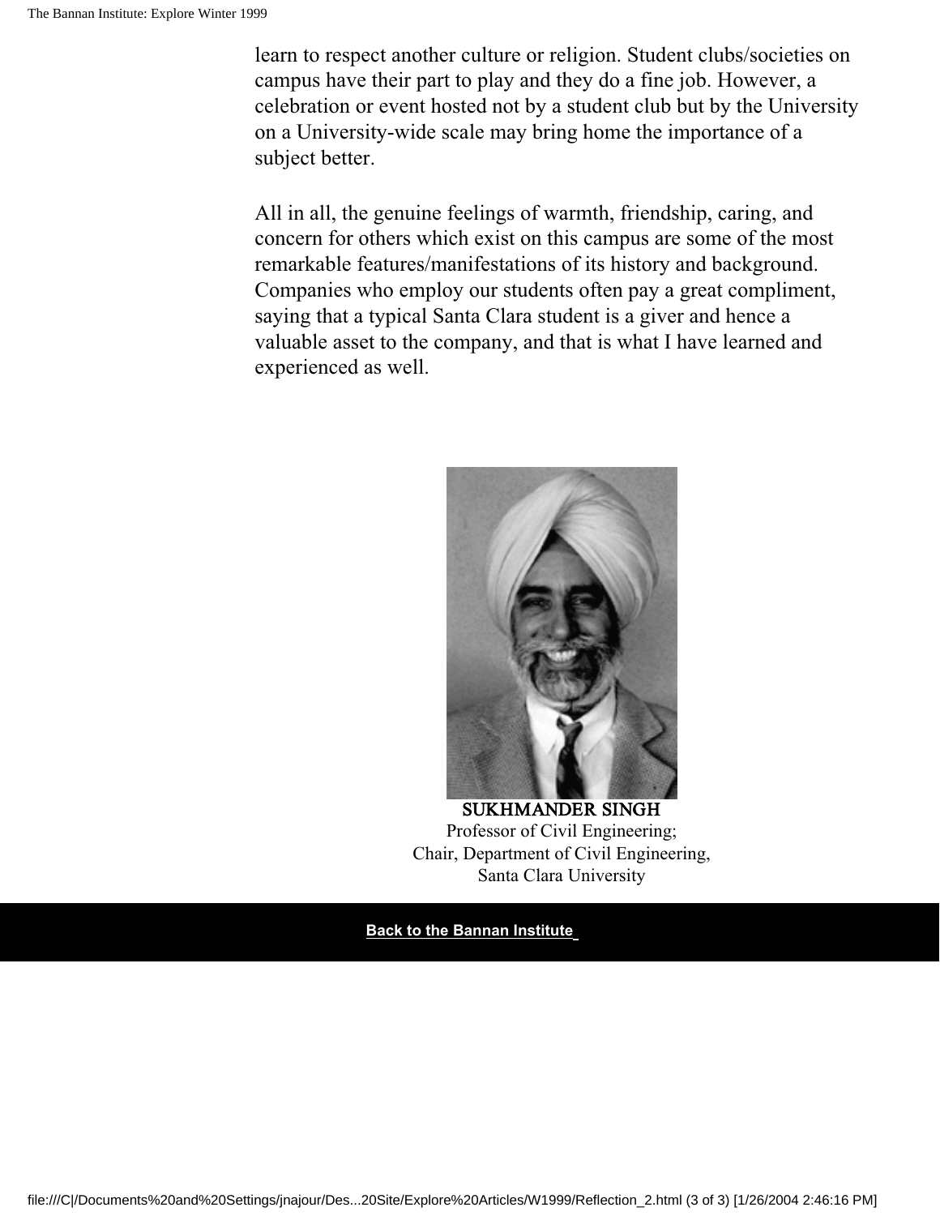learn to respect another culture or religion. Student clubs/societies on campus have their part to play and they do a fine job. However, a celebration or event hosted not by a student club but by the University on a University-wide scale may bring home the importance of a subject better.

All in all, the genuine feelings of warmth, friendship, caring, and concern for others which exist on this campus are some of the most remarkable features/manifestations of its history and background. Companies who employ our students often pay a great compliment, saying that a typical Santa Clara student is a giver and hence a valuable asset to the company, and that is what I have learned and experienced as well.

**SUKHMANDER SINGH**
Professor of Civil Engineering;
Chair, Department of Civil Engineering,
Santa Clara University

**Back to the Bannan Institute**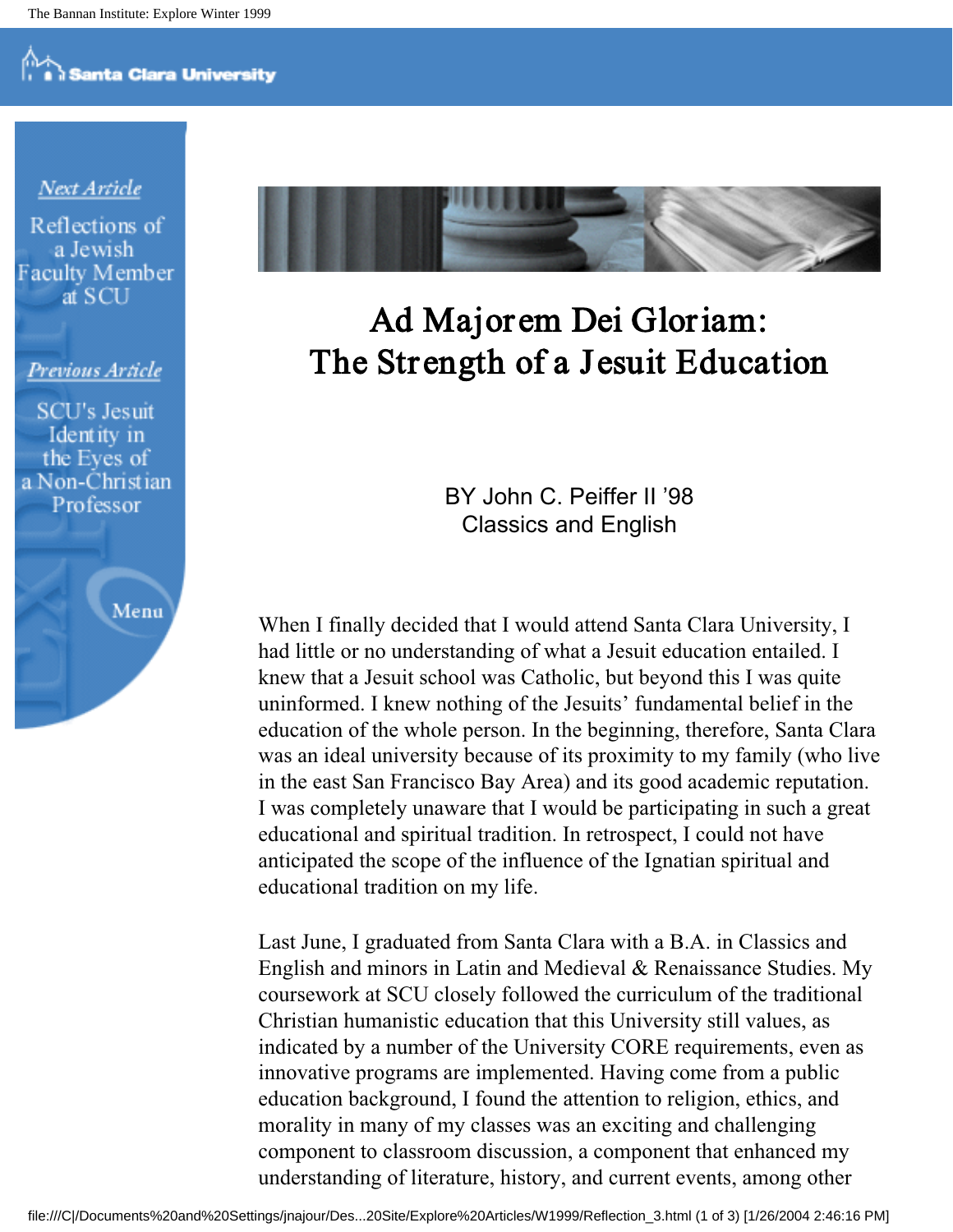Next Article

Reflections of a Jewish Faculty Member at SCU

Previous Article

SCU's Jesuit Identity in the Eyes of a Non-Christian Professor

Menu

# Ad Majorem Dei Gloriam: The Strength of a Jesuit Education

BY John C. Peiffer II '98
Classics and English

When I finally decided that I would attend Santa Clara University, I had little or no understanding of what a Jesuit education entailed. I knew that a Jesuit school was Catholic, but beyond this I was quite uninformed. I knew nothing of the Jesuits' fundamental belief in the education of the whole person. In the beginning, therefore, Santa Clara was an ideal university because of its proximity to my family (who live in the east San Francisco Bay Area) and its good academic reputation. I was completely unaware that I would be participating in such a great educational and spiritual tradition. In retrospect, I could not have anticipated the scope of the influence of the Ignatian spiritual and educational tradition on my life.

Last June, I graduated from Santa Clara with a B.A. in Classics and English and minors in Latin and Medieval & Renaissance Studies. My coursework at SCU closely followed the curriculum of the traditional Christian humanistic education that this University still values, as indicated by a number of the University CORE requirements, even as innovative programs are implemented. Having come from a public education background, I found the attention to religion, ethics, and morality in many of my classes was an exciting and challenging component to classroom discussion, a component that enhanced my understanding of literature, history, and current events, among other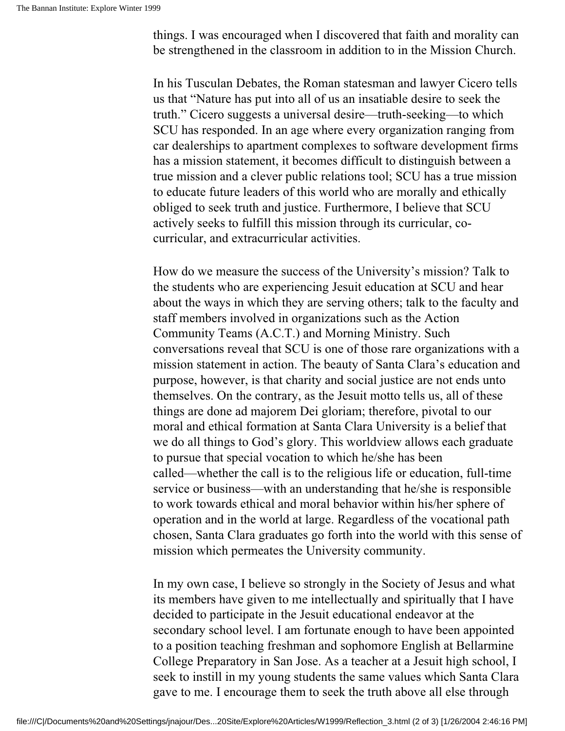things. I was encouraged when I discovered that faith and morality can be strengthened in the classroom in addition to in the Mission Church.

In his Tusculan Debates, the Roman statesman and lawyer Cicero tells us that "Nature has put into all of us an insatiable desire to seek the truth." Cicero suggests a universal desire—truth-seeking—to which SCU has responded. In an age where every organization ranging from car dealerships to apartment complexes to software development firms has a mission statement, it becomes difficult to distinguish between a true mission and a clever public relations tool; SCU has a true mission to educate future leaders of this world who are morally and ethically obliged to seek truth and justice. Furthermore, I believe that SCU actively seeks to fulfill this mission through its curricular, co-curricular, and extracurricular activities.

How do we measure the success of the University's mission? Talk to the students who are experiencing Jesuit education at SCU and hear about the ways in which they are serving others; talk to the faculty and staff members involved in organizations such as the Action Community Teams (A.C.T.) and Morning Ministry. Such conversations reveal that SCU is one of those rare organizations with a mission statement in action. The beauty of Santa Clara's education and purpose, however, is that charity and social justice are not ends unto themselves. On the contrary, as the Jesuit motto tells us, all of these things are done ad majorem Dei gloriam; therefore, pivotal to our moral and ethical formation at Santa Clara University is a belief that we do all things to God's glory. This worldview allows each graduate to pursue that special vocation to which he/she has been called—whether the call is to the religious life or education, full-time service or business—with an understanding that he/she is responsible to work towards ethical and moral behavior within his/her sphere of operation and in the world at large. Regardless of the vocational path chosen, Santa Clara graduates go forth into the world with this sense of mission which permeates the University community.

In my own case, I believe so strongly in the Society of Jesus and what its members have given to me intellectually and spiritually that I have decided to participate in the Jesuit educational endeavor at the secondary school level. I am fortunate enough to have been appointed to a position teaching freshman and sophomore English at Bellarmine College Preparatory in San Jose. As a teacher at a Jesuit high school, I seek to instill in my young students the same values which Santa Clara gave to me. I encourage them to seek the truth above all else through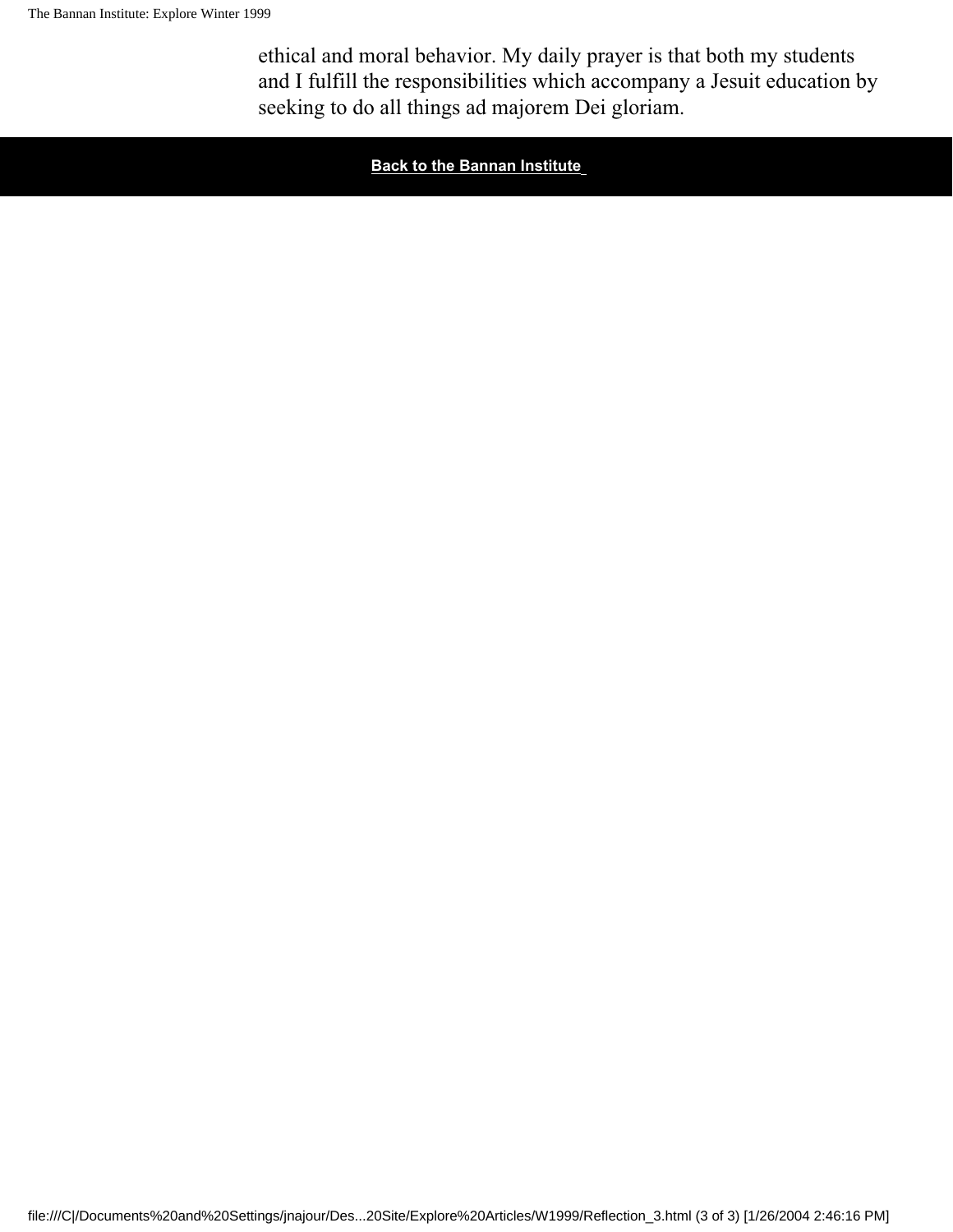ethical and moral behavior. My daily prayer is that both my students and I fulfill the responsibilities which accompany a Jesuit education by seeking to do all things ad majorem Dei gloriam.

**Back to the Bannan Institute**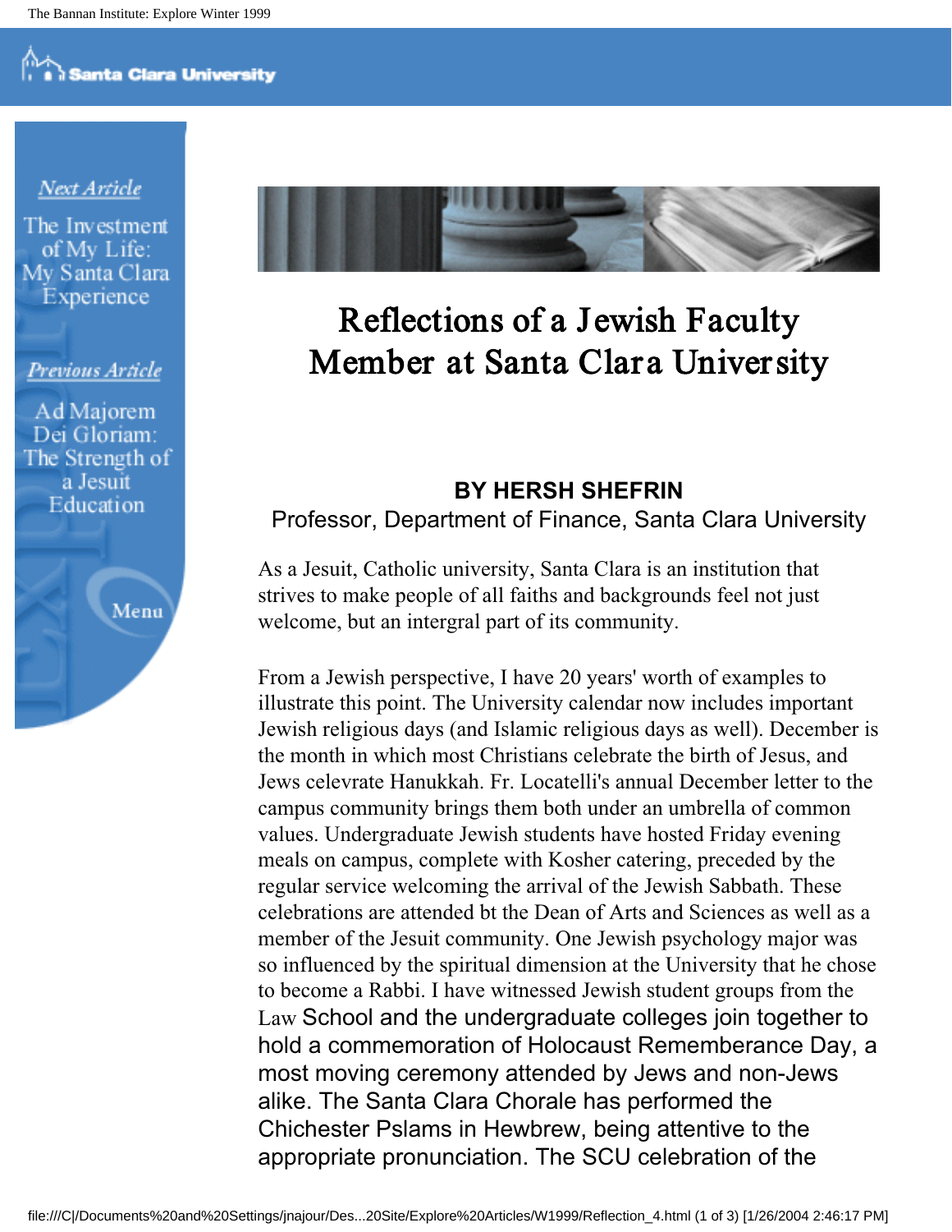# Reflections of a Jewish Faculty Member at Santa Clara University

**BY HERSH SHEFRIN**

Professor, Department of Finance, Santa Clara University

As a Jesuit, Catholic university, Santa Clara is an institution that strives to make people of all faiths and backgrounds feel not just welcome, but an intergral part of its community.

From a Jewish perspective, I have 20 years' worth of examples to illustrate this point. The University calendar now includes important Jewish religious days (and Islamic religious days as well). December is the month in which most Christians celebrate the birth of Jesus, and Jews celevrate Hanukkah. Fr. Locatelli's annual December letter to the campus community brings them both under an umbrella of common values. Undergraduate Jewish students have hosted Friday evening meals on campus, complete with Kosher catering, preceded by the regular service welcoming the arrival of the Jewish Sabbath. These celebrations are attended bt the Dean of Arts and Sciences as well as a member of the Jesuit community. One Jewish psychology major was so influenced by the spiritual dimension at the University that he chose to become a Rabbi. I have witnessed Jewish student groups from the Law School and the undergraduate colleges join together to hold a commemoration of Holocaust Rememberance Day, a most moving ceremony attended by Jews and non-Jews alike. The Santa Clara Chorale has performed the Chichester Pslams in Hewbrew, being attentive to the appropriate pronunciation. The SCU celebration of the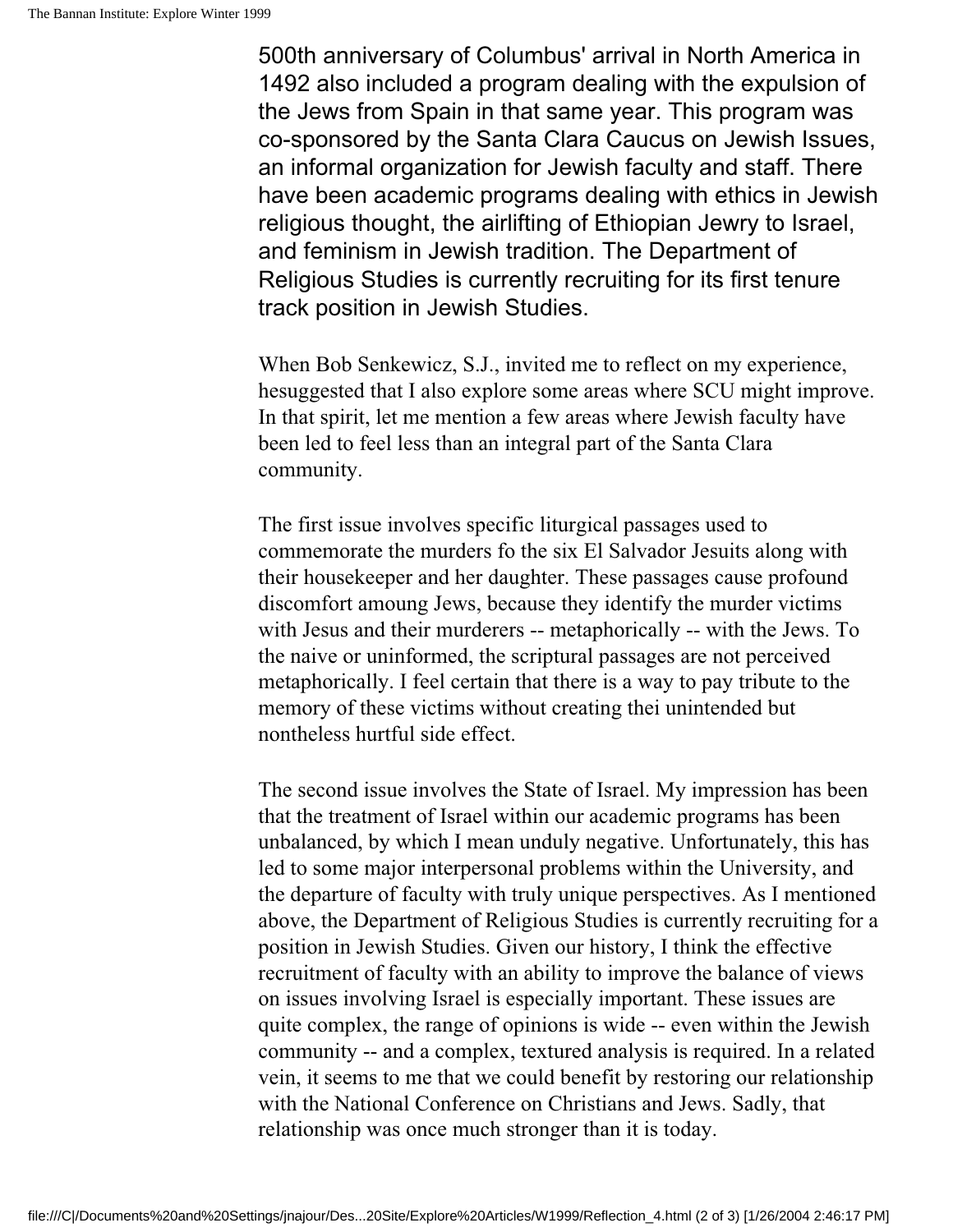500th anniversary of Columbus' arrival in North America in 1492 also included a program dealing with the expulsion of the Jews from Spain in that same year. This program was co-sponsored by the Santa Clara Caucus on Jewish Issues, an informal organization for Jewish faculty and staff. There have been academic programs dealing with ethics in Jewish religious thought, the airlifting of Ethiopian Jewry to Israel, and feminism in Jewish tradition. The Department of Religious Studies is currently recruiting for its first tenure track position in Jewish Studies.

When Bob Senkewicz, S.J., invited me to reflect on my experience, hesuggested that I also explore some areas where SCU might improve. In that spirit, let me mention a few areas where Jewish faculty have been led to feel less than an integral part of the Santa Clara community.

The first issue involves specific liturgical passages used to commemorate the murders fo the six El Salvador Jesuits along with their housekeeper and her daughter. These passages cause profound discomfort amoung Jews, because they identify the murder victims with Jesus and their murderers -- metaphorically -- with the Jews. To the naive or uninformed, the scriptural passages are not perceived metaphorically. I feel certain that there is a way to pay tribute to the memory of these victims without creating thei unintended but nontheless hurtful side effect.

The second issue involves the State of Israel. My impression has been that the treatment of Israel within our academic programs has been unbalanced, by which I mean unduly negative. Unfortunately, this has led to some major interpersonal problems within the University, and the departure of faculty with truly unique perspectives. As I mentioned above, the Department of Religious Studies is currently recruiting for a position in Jewish Studies. Given our history, I think the effective recruitment of faculty with an ability to improve the balance of views on issues involving Israel is especially important. These issues are quite complex, the range of opinions is wide -- even within the Jewish community -- and a complex, textured analysis is required. In a related vein, it seems to me that we could benefit by restoring our relationship with the National Conference on Christians and Jews. Sadly, that relationship was once much stronger than it is today.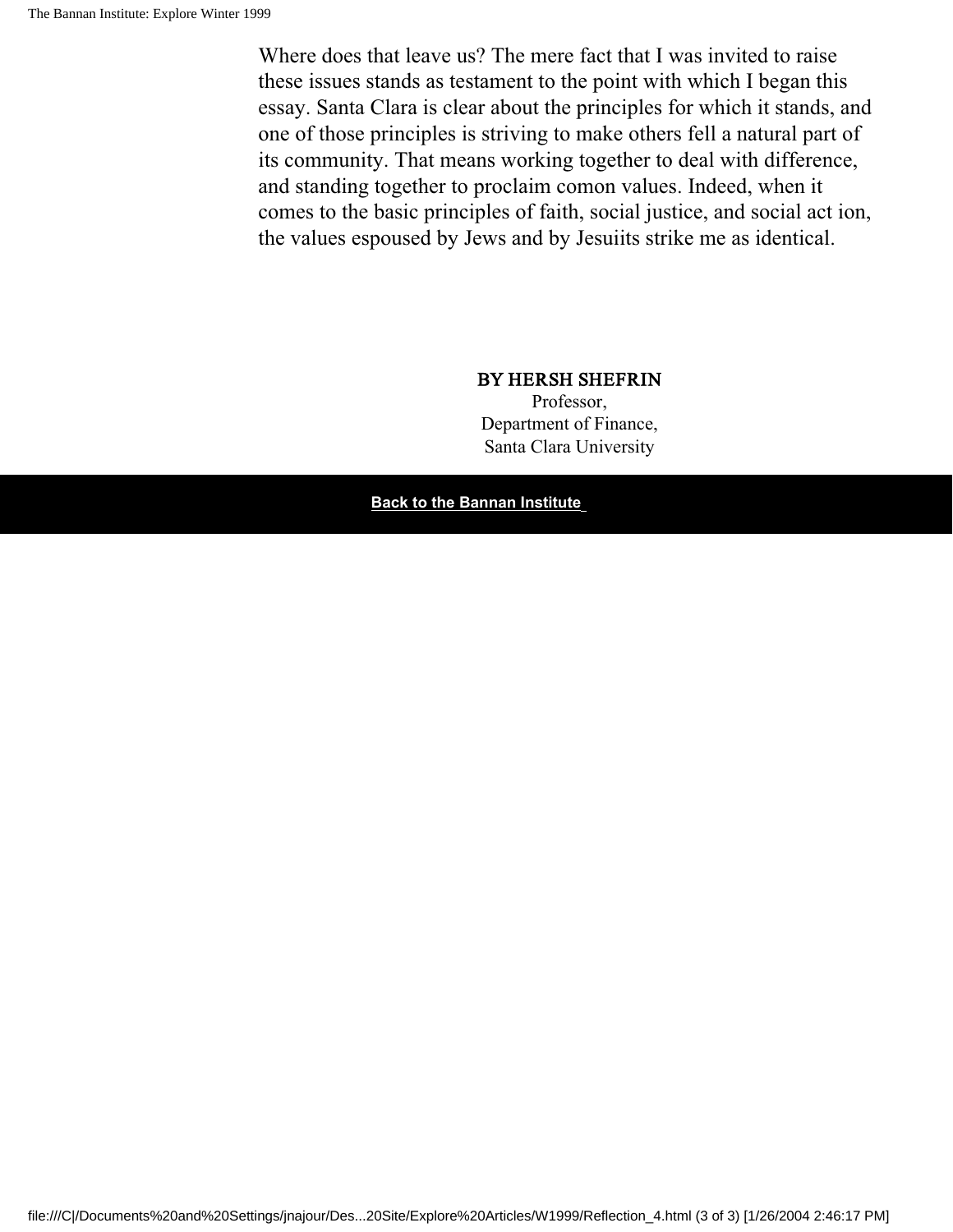Where does that leave us? The mere fact that I was invited to raise these issues stands as testament to the point with which I began this essay. Santa Clara is clear about the principles for which it stands, and one of those principles is striving to make others fell a natural part of its community. That means working together to deal with difference, and standing together to proclaim comon values. Indeed, when it comes to the basic principles of faith, social justice, and social act ion, the values espoused by Jews and by Jesuiits strike me as identical.

**BY HERSH SHEFRIN**
Professor,
Department of Finance,
Santa Clara University

**Back to the Bannan Institute**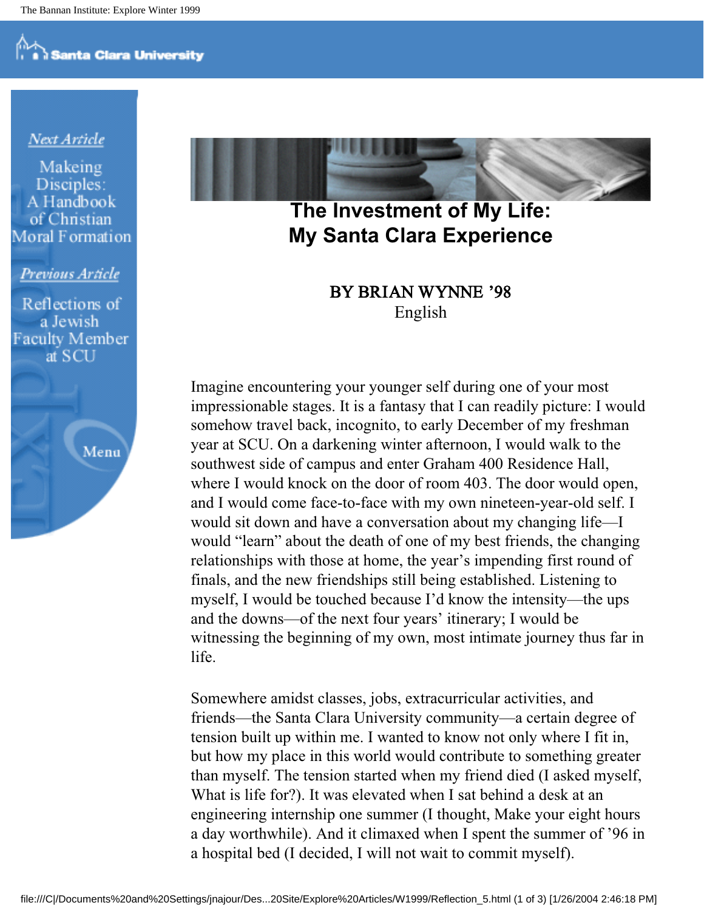# The Investment of My Life: My Santa Clara Experience

**BY BRIAN WYNNE '98**
English

Imagine encountering your younger self during one of your most impressionable stages. It is a fantasy that I can readily picture: I would somehow travel back, incognito, to early December of my freshman year at SCU. On a darkening winter afternoon, I would walk to the southwest side of campus and enter Graham 400 Residence Hall, where I would knock on the door of room 403. The door would open, and I would come face-to-face with my own nineteen-year-old self. I would sit down and have a conversation about my changing life—I would "learn" about the death of one of my best friends, the changing relationships with those at home, the year's impending first round of finals, and the new friendships still being established. Listening to myself, I would be touched because I'd know the intensity—the ups and the downs—of the next four years' itinerary; I would be witnessing the beginning of my own, most intimate journey thus far in life.

Somewhere amidst classes, jobs, extracurricular activities, and friends—the Santa Clara University community—a certain degree of tension built up within me. I wanted to know not only where I fit in, but how my place in this world would contribute to something greater than myself. The tension started when my friend died (I asked myself, What is life for?). It was elevated when I sat behind a desk at an engineering internship one summer (I thought, Make your eight hours a day worthwhile). And it climaxed when I spent the summer of '96 in a hospital bed (I decided, I will not wait to commit myself).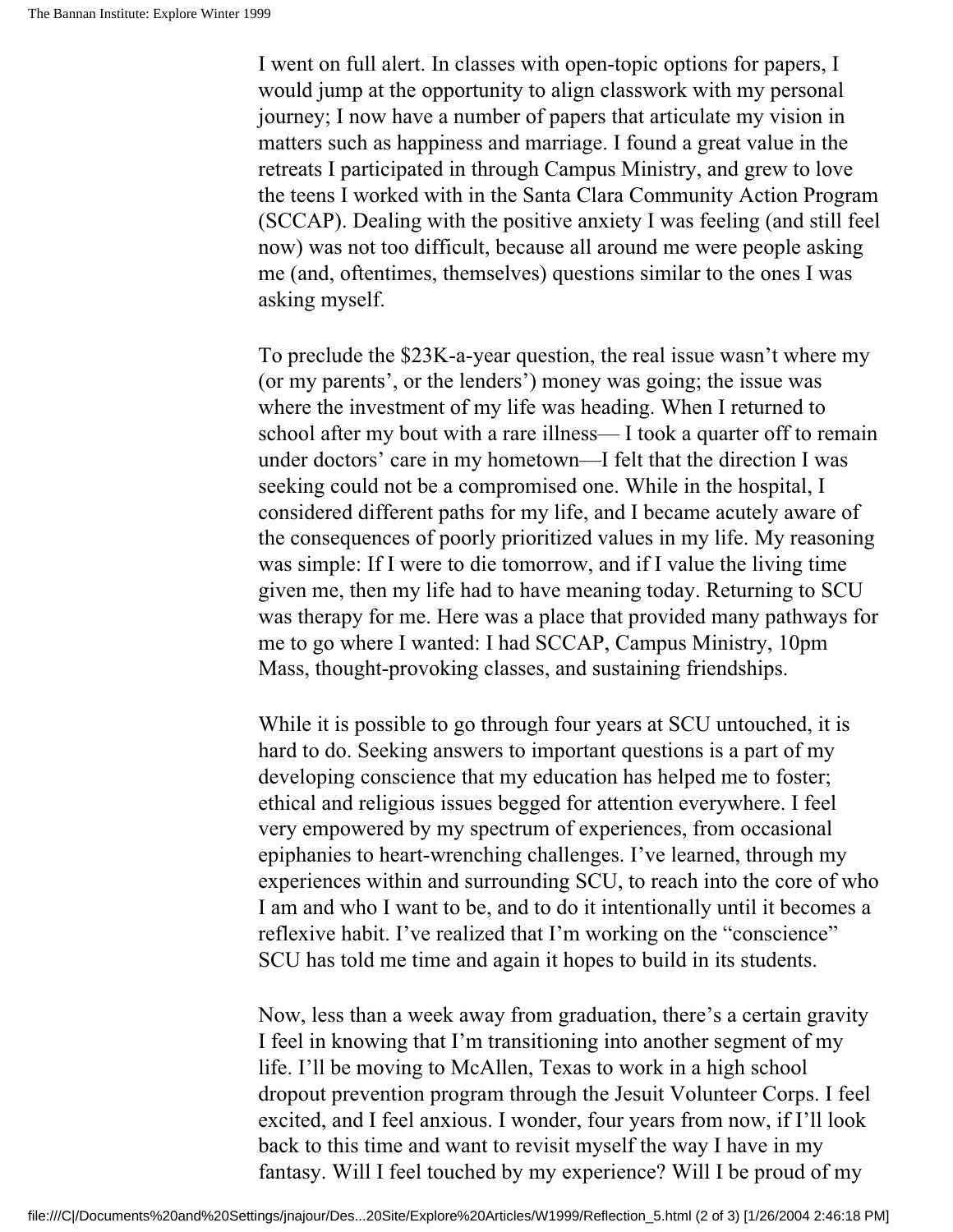I went on full alert. In classes with open-topic options for papers, I would jump at the opportunity to align classwork with my personal journey; I now have a number of papers that articulate my vision in matters such as happiness and marriage. I found a great value in the retreats I participated in through Campus Ministry, and grew to love the teens I worked with in the Santa Clara Community Action Program (SCCAP). Dealing with the positive anxiety I was feeling (and still feel now) was not too difficult, because all around me were people asking me (and, oftentimes, themselves) questions similar to the ones I was asking myself.

To preclude the $23K-a-year question, the real issue wasn't where my (or my parents', or the lenders') money was going; the issue was where the investment of my life was heading. When I returned to school after my bout with a rare illness— I took a quarter off to remain under doctors' care in my hometown—I felt that the direction I was seeking could not be a compromised one. While in the hospital, I considered different paths for my life, and I became acutely aware of the consequences of poorly prioritized values in my life. My reasoning was simple: If I were to die tomorrow, and if I value the living time given me, then my life had to have meaning today. Returning to SCU was therapy for me. Here was a place that provided many pathways for me to go where I wanted: I had SCCAP, Campus Ministry, 10pm Mass, thought-provoking classes, and sustaining friendships.

While it is possible to go through four years at SCU untouched, it is hard to do. Seeking answers to important questions is a part of my developing conscience that my education has helped me to foster; ethical and religious issues begged for attention everywhere. I feel very empowered by my spectrum of experiences, from occasional epiphanies to heart-wrenching challenges. I've learned, through my experiences within and surrounding SCU, to reach into the core of who I am and who I want to be, and to do it intentionally until it becomes a reflexive habit. I've realized that I'm working on the "conscience" SCU has told me time and again it hopes to build in its students.

Now, less than a week away from graduation, there's a certain gravity I feel in knowing that I'm transitioning into another segment of my life. I'll be moving to McAllen, Texas to work in a high school dropout prevention program through the Jesuit Volunteer Corps. I feel excited, and I feel anxious. I wonder, four years from now, if I'll look back to this time and want to revisit myself the way I have in my fantasy. Will I feel touched by my experience? Will I be proud of my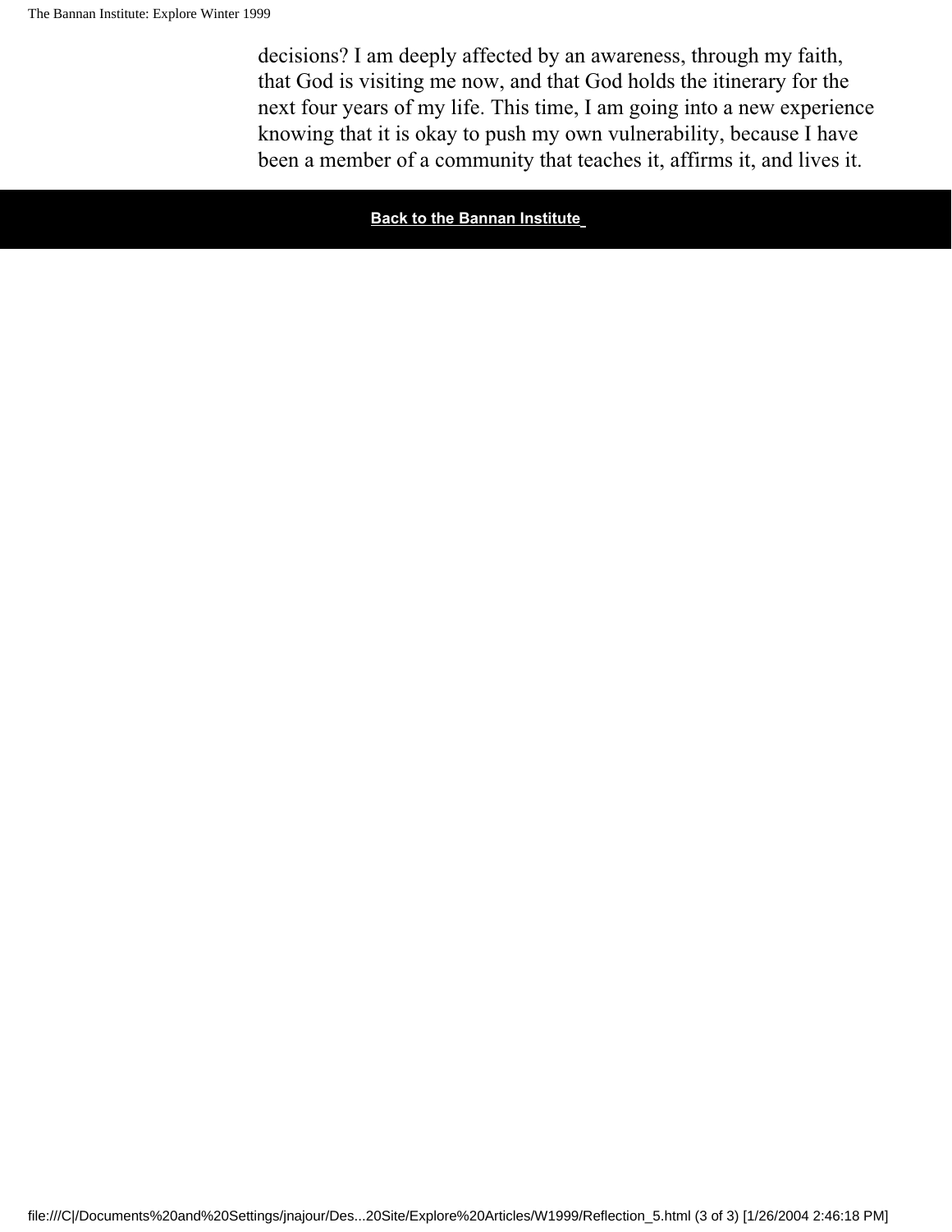decisions? I am deeply affected by an awareness, through my faith, that God is visiting me now, and that God holds the itinerary for the next four years of my life. This time, I am going into a new experience knowing that it is okay to push my own vulnerability, because I have been a member of a community that teaches it, affirms it, and lives it.

**Back to the Bannan Institute**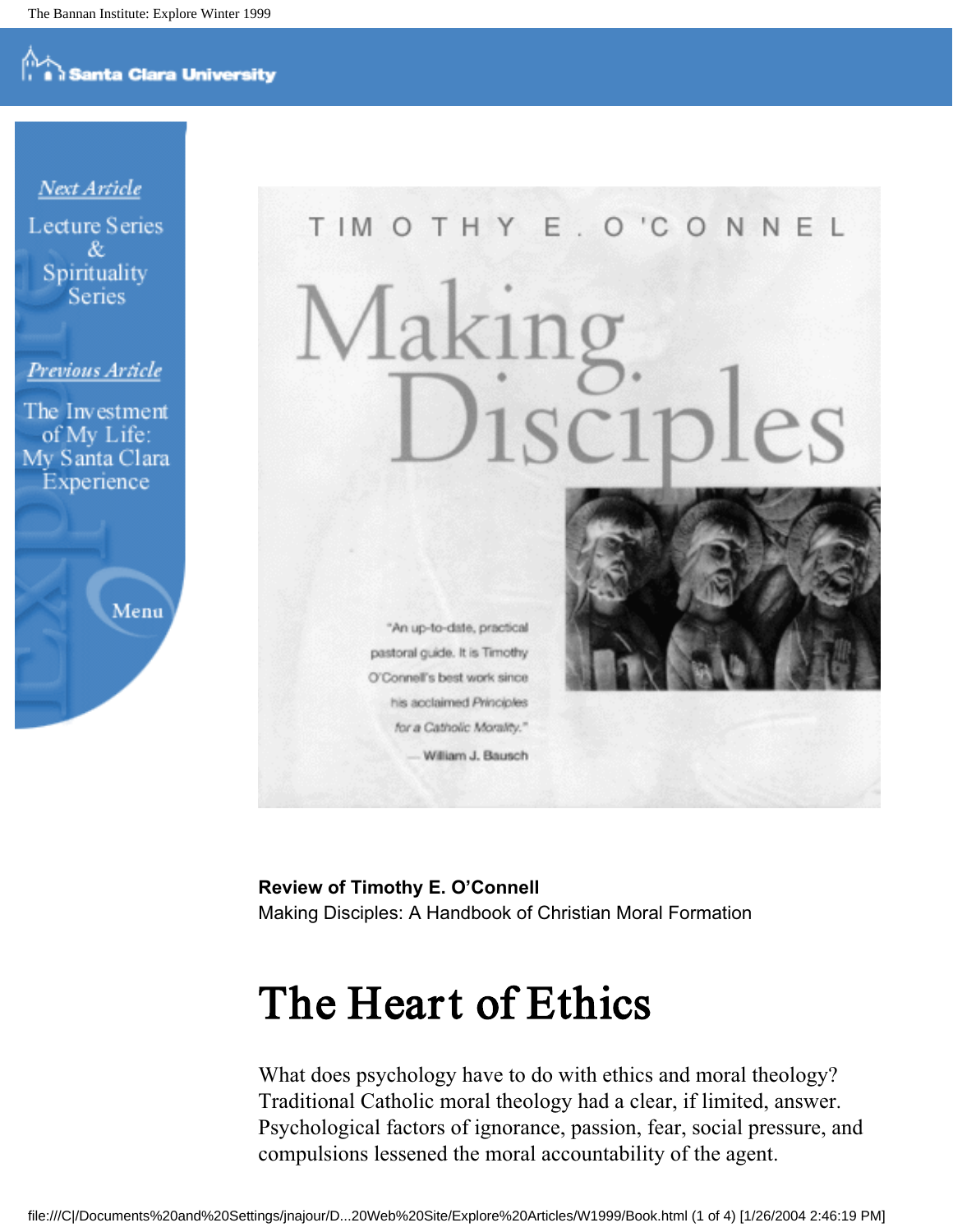**Review of Timothy E. O'Connell**
Making Disciples: A Handbook of Christian Moral Formation

# The Heart of Ethics

What does psychology have to do with ethics and moral theology? Traditional Catholic moral theology had a clear, if limited, answer. Psychological factors of ignorance, passion, fear, social pressure, and compulsions lessened the moral accountability of the agent.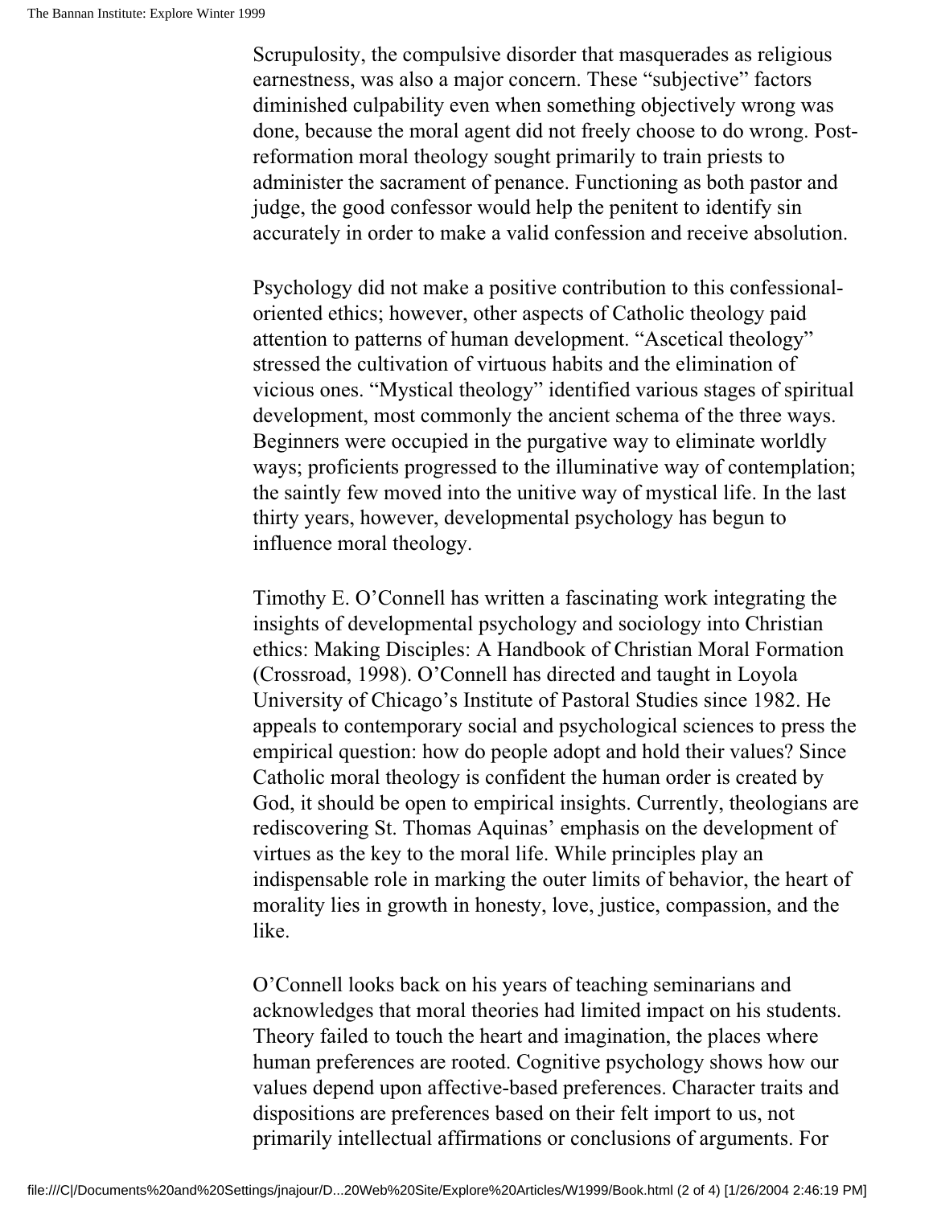Scrupulosity, the compulsive disorder that masquerades as religious earnestness, was also a major concern. These "subjective" factors diminished culpability even when something objectively wrong was done, because the moral agent did not freely choose to do wrong. Post-reformation moral theology sought primarily to train priests to administer the sacrament of penance. Functioning as both pastor and judge, the good confessor would help the penitent to identify sin accurately in order to make a valid confession and receive absolution.

Psychology did not make a positive contribution to this confessional-oriented ethics; however, other aspects of Catholic theology paid attention to patterns of human development. "Ascetical theology" stressed the cultivation of virtuous habits and the elimination of vicious ones. "Mystical theology" identified various stages of spiritual development, most commonly the ancient schema of the three ways. Beginners were occupied in the purgative way to eliminate worldly ways; proficients progressed to the illuminative way of contemplation; the saintly few moved into the unitive way of mystical life. In the last thirty years, however, developmental psychology has begun to influence moral theology.

Timothy E. O'Connell has written a fascinating work integrating the insights of developmental psychology and sociology into Christian ethics: Making Disciples: A Handbook of Christian Moral Formation (Crossroad, 1998). O'Connell has directed and taught in Loyola University of Chicago's Institute of Pastoral Studies since 1982. He appeals to contemporary social and psychological sciences to press the empirical question: how do people adopt and hold their values? Since Catholic moral theology is confident the human order is created by God, it should be open to empirical insights. Currently, theologians are rediscovering St. Thomas Aquinas' emphasis on the development of virtues as the key to the moral life. While principles play an indispensable role in marking the outer limits of behavior, the heart of morality lies in growth in honesty, love, justice, compassion, and the like.

O'Connell looks back on his years of teaching seminarians and acknowledges that moral theories had limited impact on his students. Theory failed to touch the heart and imagination, the places where human preferences are rooted. Cognitive psychology shows how our values depend upon affective-based preferences. Character traits and dispositions are preferences based on their felt import to us, not primarily intellectual affirmations or conclusions of arguments. For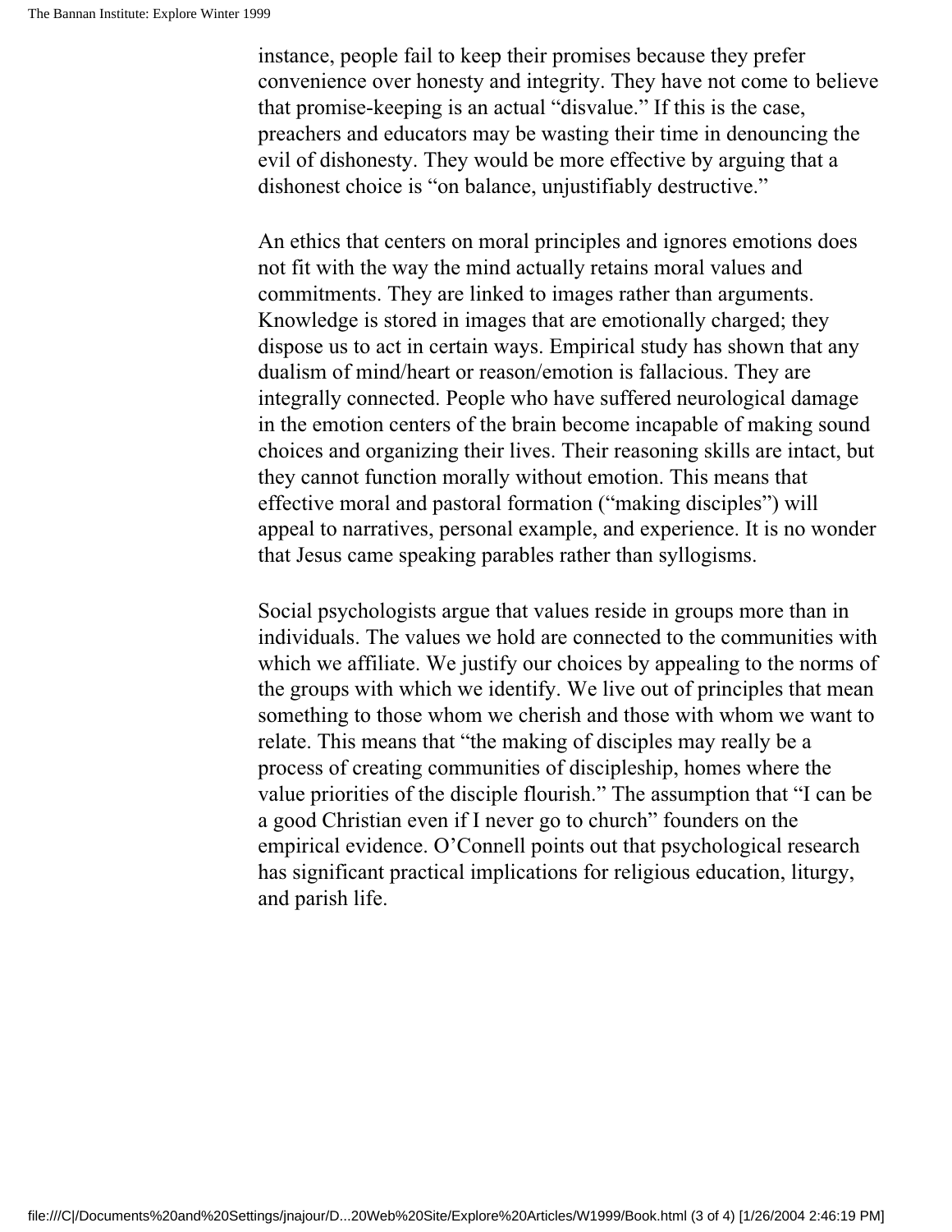instance, people fail to keep their promises because they prefer convenience over honesty and integrity. They have not come to believe that promise-keeping is an actual "disvalue." If this is the case, preachers and educators may be wasting their time in denouncing the evil of dishonesty. They would be more effective by arguing that a dishonest choice is "on balance, unjustifiably destructive."

An ethics that centers on moral principles and ignores emotions does not fit with the way the mind actually retains moral values and commitments. They are linked to images rather than arguments. Knowledge is stored in images that are emotionally charged; they dispose us to act in certain ways. Empirical study has shown that any dualism of mind/heart or reason/emotion is fallacious. They are integrally connected. People who have suffered neurological damage in the emotion centers of the brain become incapable of making sound choices and organizing their lives. Their reasoning skills are intact, but they cannot function morally without emotion. This means that effective moral and pastoral formation ("making disciples") will appeal to narratives, personal example, and experience. It is no wonder that Jesus came speaking parables rather than syllogisms.

Social psychologists argue that values reside in groups more than in individuals. The values we hold are connected to the communities with which we affiliate. We justify our choices by appealing to the norms of the groups with which we identify. We live out of principles that mean something to those whom we cherish and those with whom we want to relate. This means that "the making of disciples may really be a process of creating communities of discipleship, homes where the value priorities of the disciple flourish." The assumption that "I can be a good Christian even if I never go to church" founders on the empirical evidence. O'Connell points out that psychological research has significant practical implications for religious education, liturgy, and parish life.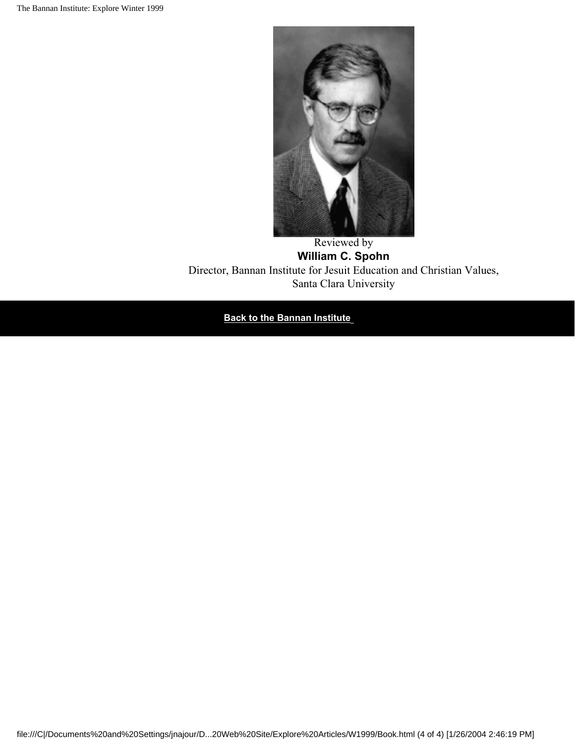Reviewed by

**William C. Spohn**

Director, Bannan Institute for Jesuit Education and Christian Values,
Santa Clara University

**Back to the Bannan Institute**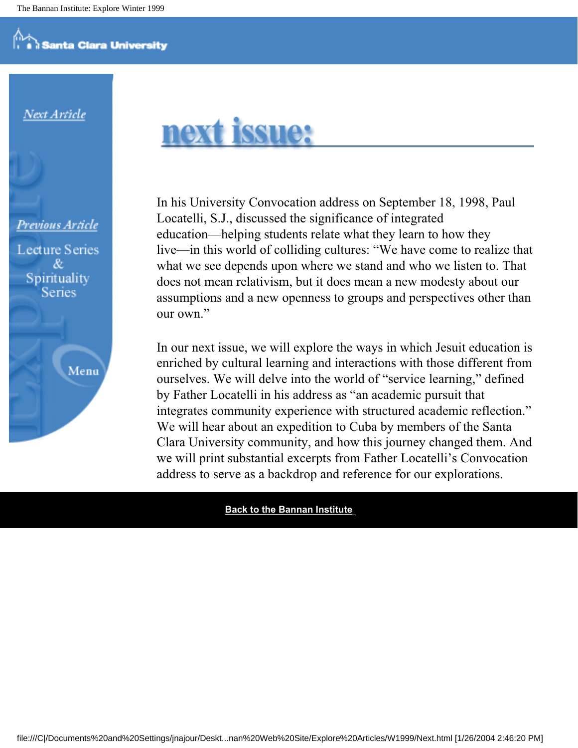# next issue:

In his University Convocation address on September 18, 1998, Paul Locatelli, S.J., discussed the significance of integrated education—helping students relate what they learn to how they live—in this world of colliding cultures: "We have come to realize that what we see depends upon where we stand and who we listen to. That does not mean relativism, but it does mean a new modesty about our assumptions and a new openness to groups and perspectives other than our own."

In our next issue, we will explore the ways in which Jesuit education is enriched by cultural learning and interactions with those different from ourselves. We will delve into the world of "service learning," defined by Father Locatelli in his address as "an academic pursuit that integrates community experience with structured academic reflection." We will hear about an expedition to Cuba by members of the Santa Clara University community, and how this journey changed them. And we will print substantial excerpts from Father Locatelli's Convocation address to serve as a backdrop and reference for our explorations.